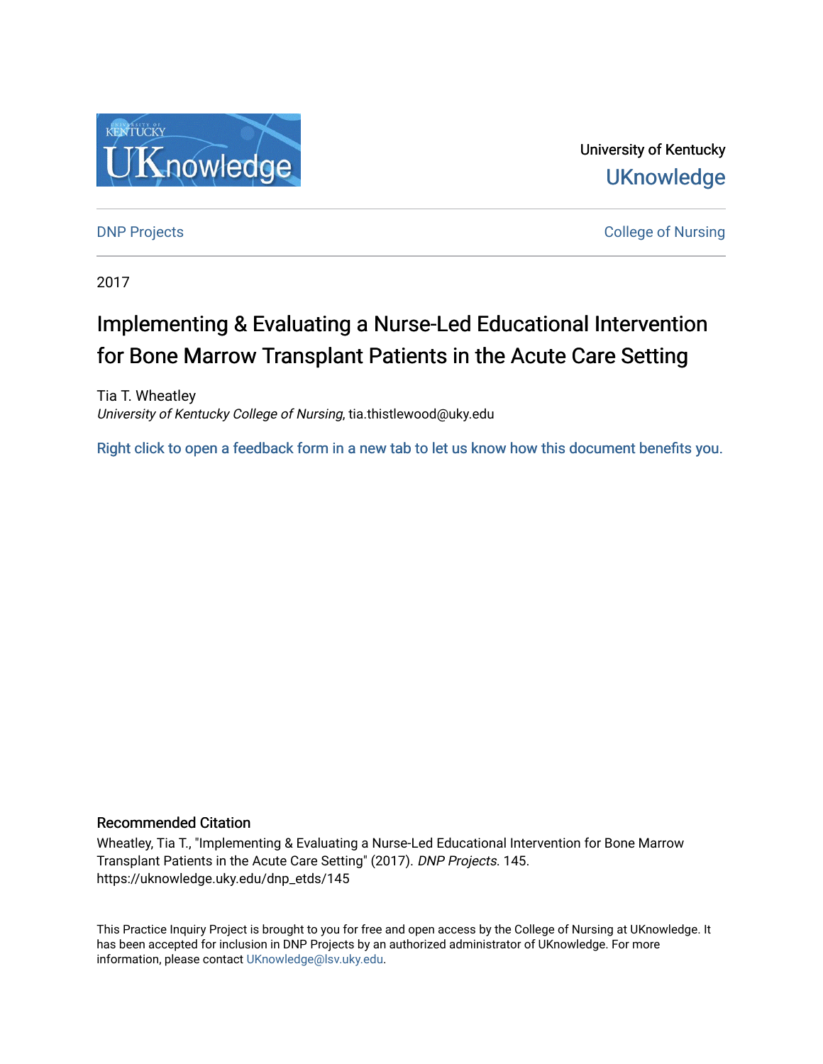University of Kentucky

UKnowledge

DNP Projects

College of Nursing

2017

# Implementing & Evaluating a Nurse-Led Educational Intervention for Bone Marrow Transplant Patients in the Acute Care Setting

Tia T. Wheatley
*University of Kentucky College of Nursing*, tia.thistlewood@uky.edu

Right click to open a feedback form in a new tab to let us know how this document benefits you.

## Recommended Citation

Wheatley, Tia T., "Implementing & Evaluating a Nurse-Led Educational Intervention for Bone Marrow Transplant Patients in the Acute Care Setting" (2017). *DNP Projects*. 145.
https://uknowledge.uky.edu/dnp_etds/145

This Practice Inquiry Project is brought to you for free and open access by the College of Nursing at UKnowledge. It has been accepted for inclusion in DNP Projects by an authorized administrator of UKnowledge. For more information, please contact UKnowledge@lsv.uky.edu.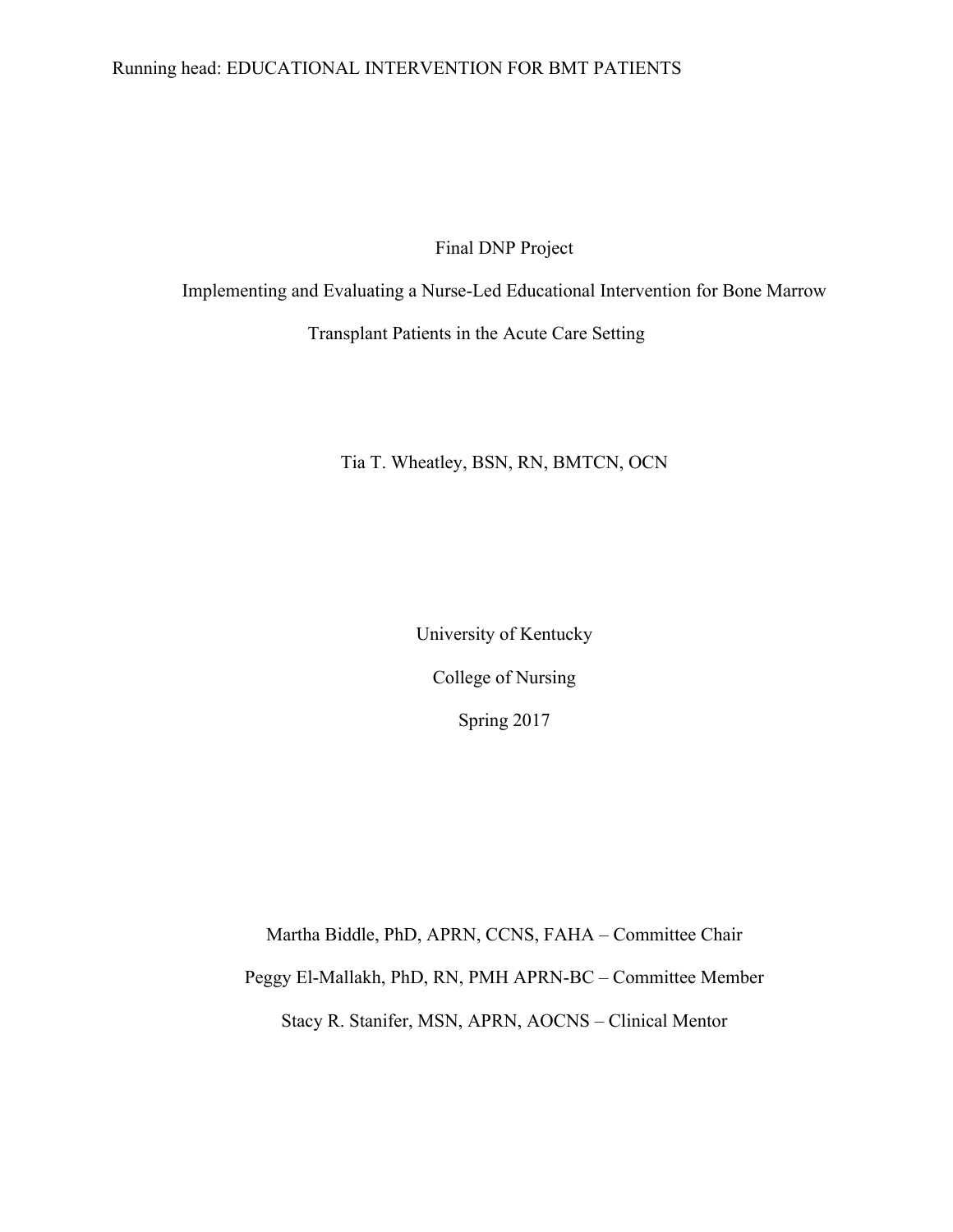Final DNP Project

Implementing and Evaluating a Nurse-Led Educational Intervention for Bone Marrow Transplant Patients in the Acute Care Setting

Tia T. Wheatley, BSN, RN, BMTCN, OCN

University of Kentucky

College of Nursing

Spring 2017

Martha Biddle, PhD, APRN, CCNS, FAHA – Committee Chair

Peggy El-Mallakh, PhD, RN, PMH APRN-BC – Committee Member

Stacy R. Stanifer, MSN, APRN, AOCNS – Clinical Mentor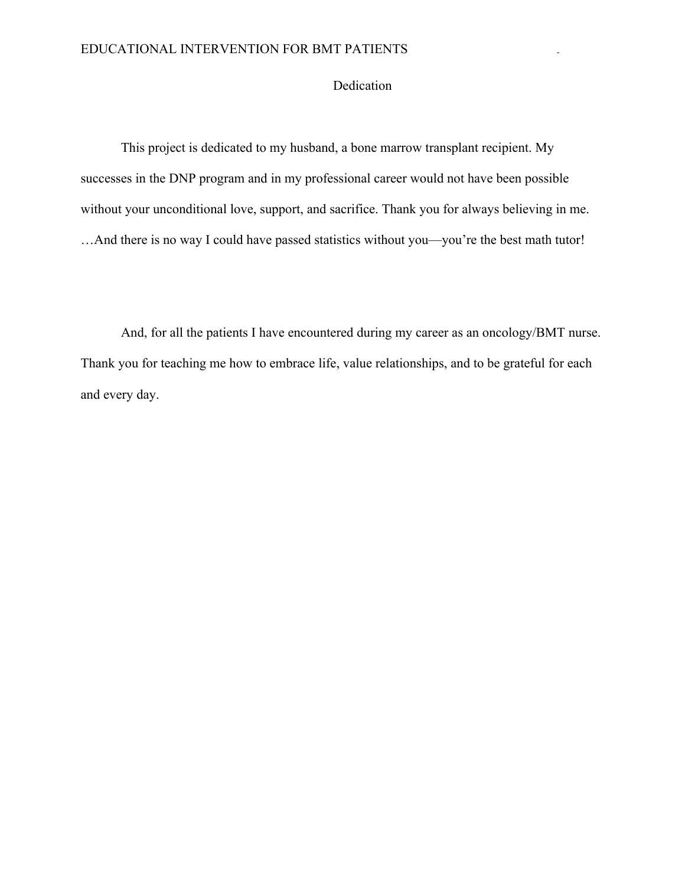# Dedication

This project is dedicated to my husband, a bone marrow transplant recipient. My successes in the DNP program and in my professional career would not have been possible without your unconditional love, support, and sacrifice. Thank you for always believing in me. …And there is no way I could have passed statistics without you—you're the best math tutor!

And, for all the patients I have encountered during my career as an oncology/BMT nurse. Thank you for teaching me how to embrace life, value relationships, and to be grateful for each and every day.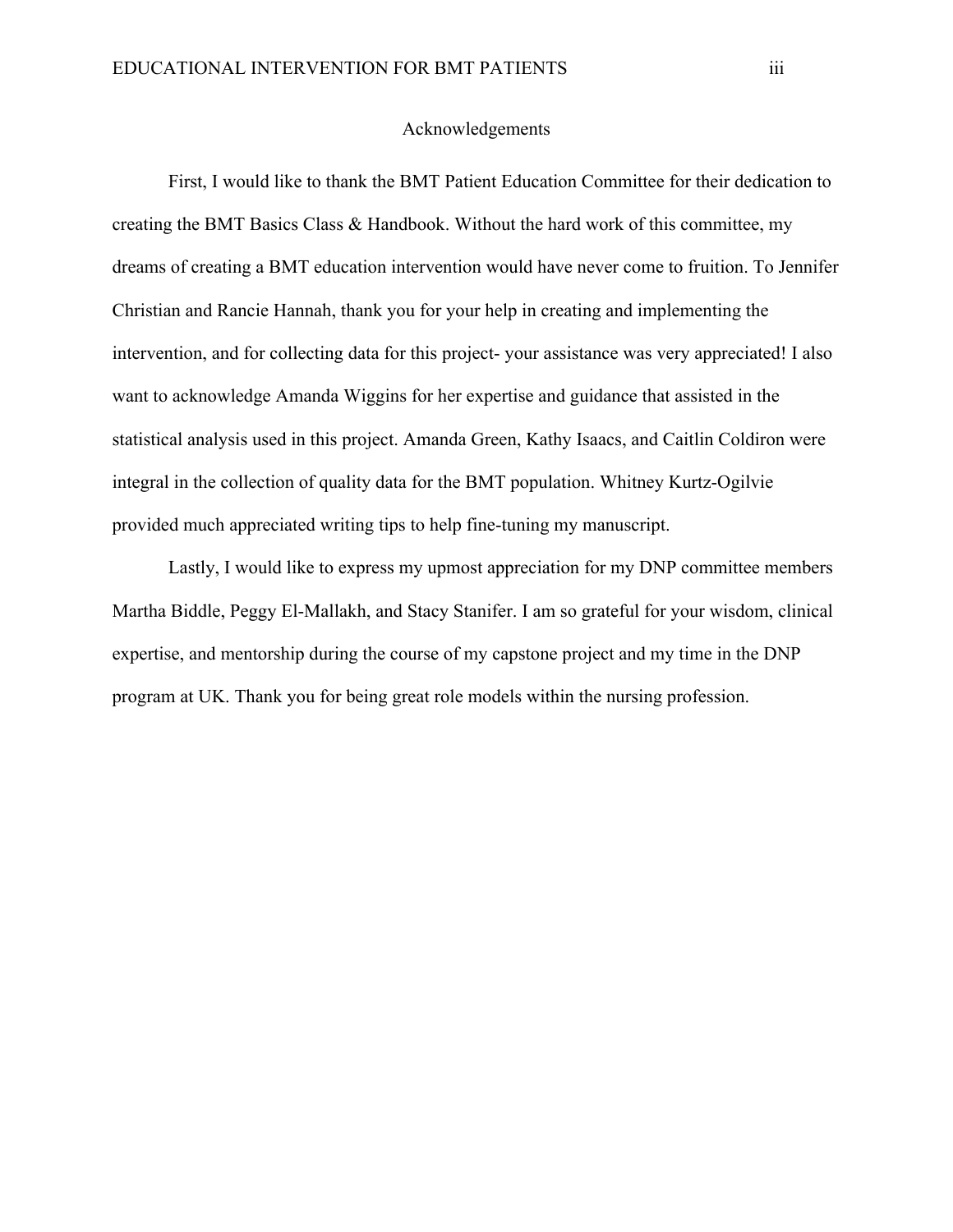# Acknowledgements

First, I would like to thank the BMT Patient Education Committee for their dedication to creating the BMT Basics Class & Handbook. Without the hard work of this committee, my dreams of creating a BMT education intervention would have never come to fruition. To Jennifer Christian and Rancie Hannah, thank you for your help in creating and implementing the intervention, and for collecting data for this project- your assistance was very appreciated! I also want to acknowledge Amanda Wiggins for her expertise and guidance that assisted in the statistical analysis used in this project. Amanda Green, Kathy Isaacs, and Caitlin Coldiron were integral in the collection of quality data for the BMT population. Whitney Kurtz-Ogilvie provided much appreciated writing tips to help fine-tuning my manuscript.

Lastly, I would like to express my upmost appreciation for my DNP committee members Martha Biddle, Peggy El-Mallakh, and Stacy Stanifer. I am so grateful for your wisdom, clinical expertise, and mentorship during the course of my capstone project and my time in the DNP program at UK. Thank you for being great role models within the nursing profession.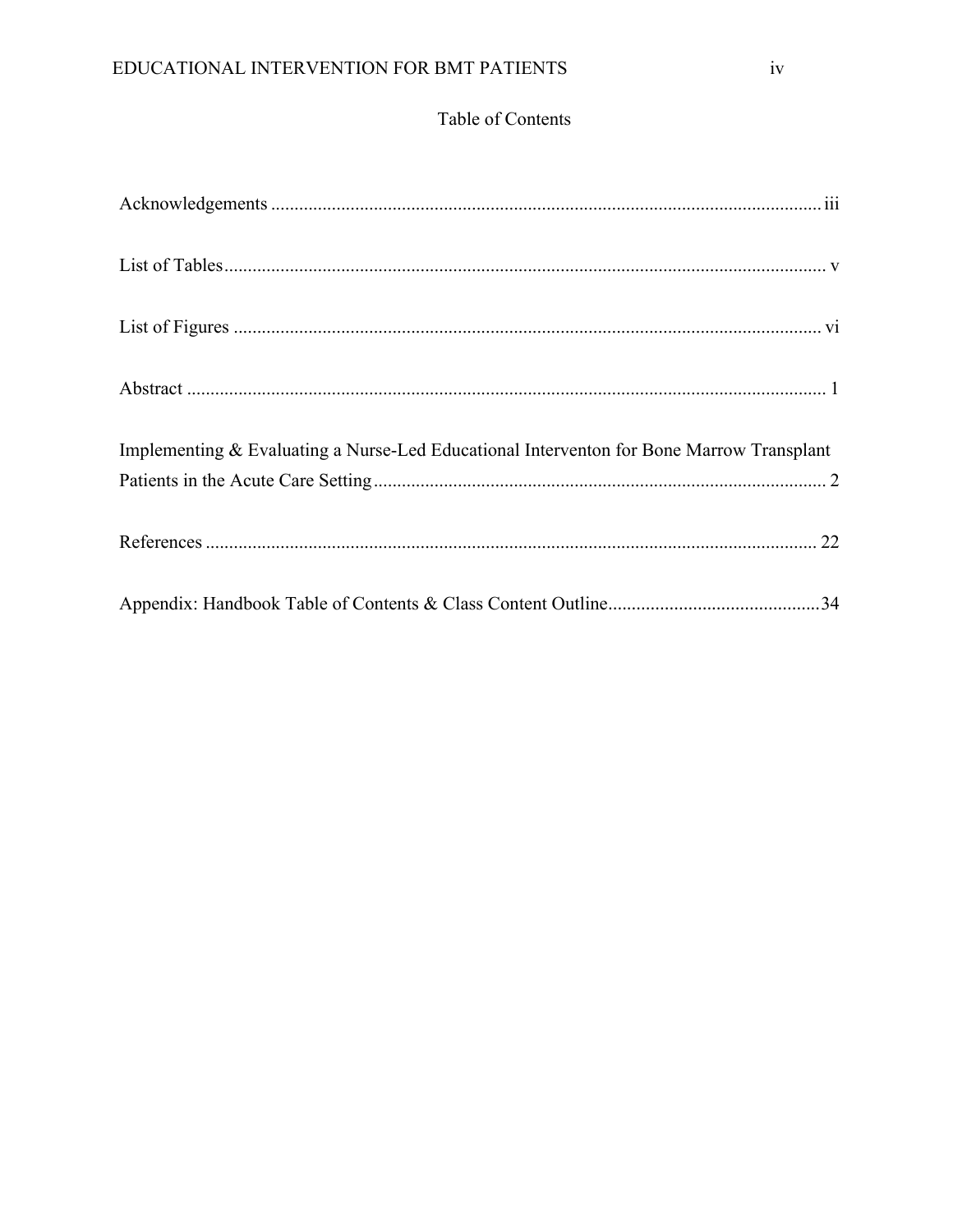# Table of Contents

Acknowledgements ..................................................................................................................... iii

List of Tables ................................................................................................................................ v

List of Figures ............................................................................................................................. vi

Abstract ........................................................................................................................................ 1

Implementing & Evaluating a Nurse-Led Educational Interventon for Bone Marrow Transplant Patients in the Acute Care Setting ................................................................................................ 2

References .................................................................................................................................. 22

Appendix: Handbook Table of Contents & Class Content Outline............................................34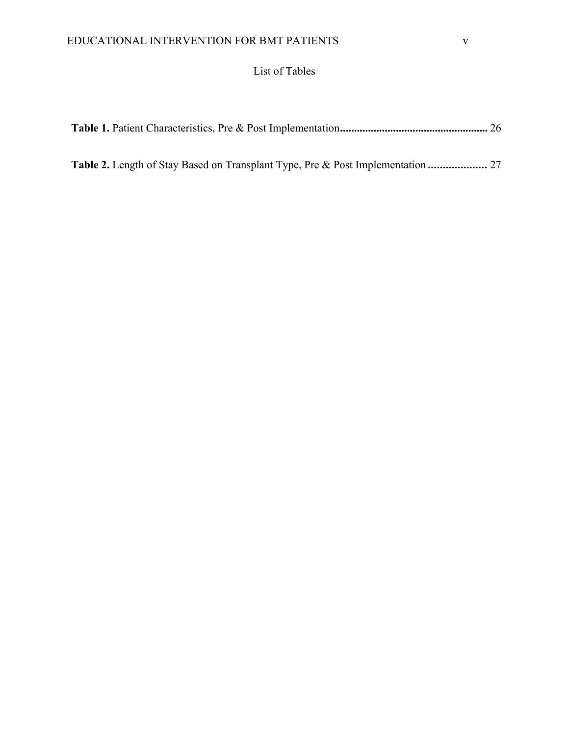# List of Tables

**Table 1.** Patient Characteristics, Pre & Post Implementation..................................................... 26

**Table 2.** Length of Stay Based on Transplant Type, Pre & Post Implementation .................... 27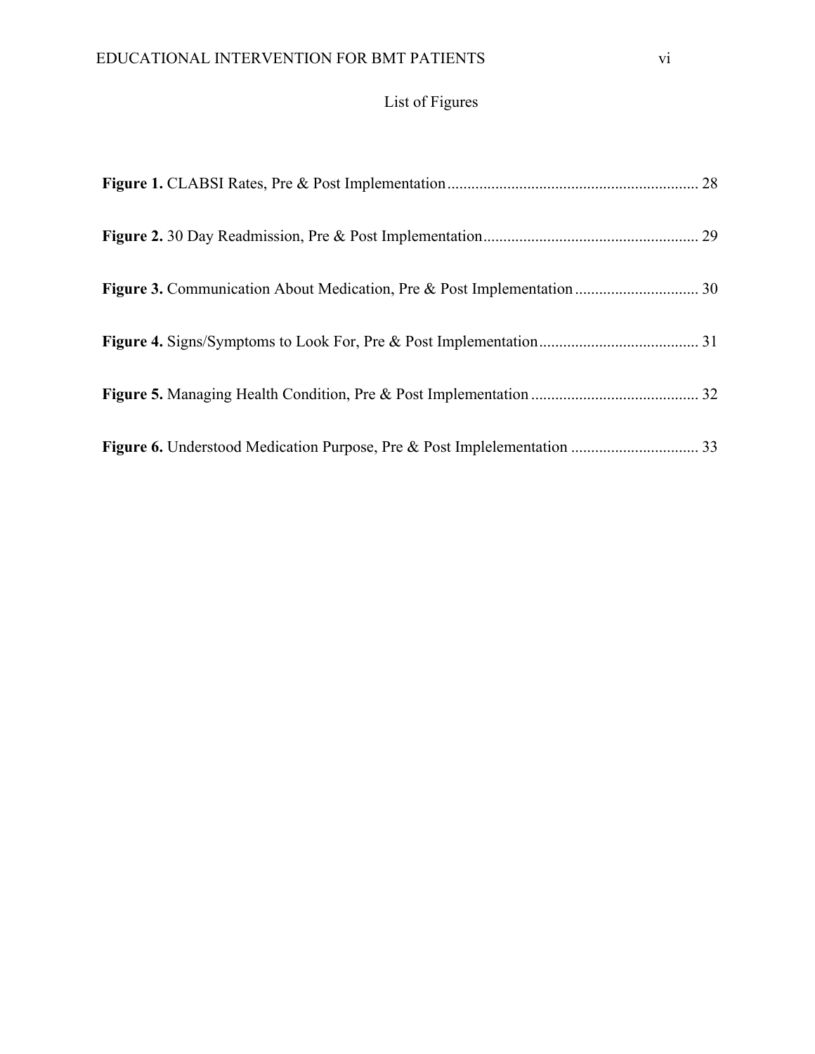# List of Figures

**Figure 1.** CLABSI Rates, Pre & Post Implementation .............................................................. 28

**Figure 2.** 30 Day Readmission, Pre & Post Implementation..................................................... 29

**Figure 3.** Communication About Medication, Pre & Post Implementation .............................. 30

**Figure 4.** Signs/Symptoms to Look For, Pre & Post Implementation....................................... 31

**Figure 5.** Managing Health Condition, Pre & Post Implementation ......................................... 32

**Figure 6.** Understood Medication Purpose, Pre & Post Implelementation ................................ 33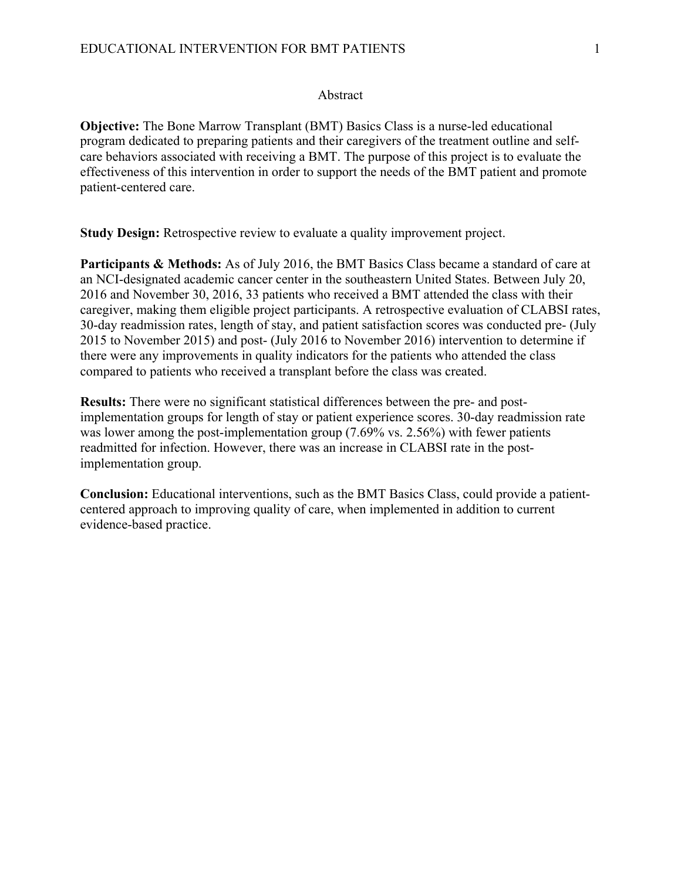# Abstract

**Objective:** The Bone Marrow Transplant (BMT) Basics Class is a nurse-led educational program dedicated to preparing patients and their caregivers of the treatment outline and self-care behaviors associated with receiving a BMT. The purpose of this project is to evaluate the effectiveness of this intervention in order to support the needs of the BMT patient and promote patient-centered care.

**Study Design:** Retrospective review to evaluate a quality improvement project.

**Participants & Methods:** As of July 2016, the BMT Basics Class became a standard of care at an NCI-designated academic cancer center in the southeastern United States. Between July 20, 2016 and November 30, 2016, 33 patients who received a BMT attended the class with their caregiver, making them eligible project participants. A retrospective evaluation of CLABSI rates, 30-day readmission rates, length of stay, and patient satisfaction scores was conducted pre- (July 2015 to November 2015) and post- (July 2016 to November 2016) intervention to determine if there were any improvements in quality indicators for the patients who attended the class compared to patients who received a transplant before the class was created.

**Results:** There were no significant statistical differences between the pre- and post-implementation groups for length of stay or patient experience scores. 30-day readmission rate was lower among the post-implementation group (7.69% vs. 2.56%) with fewer patients readmitted for infection. However, there was an increase in CLABSI rate in the post-implementation group.

**Conclusion:** Educational interventions, such as the BMT Basics Class, could provide a patient-centered approach to improving quality of care, when implemented in addition to current evidence-based practice.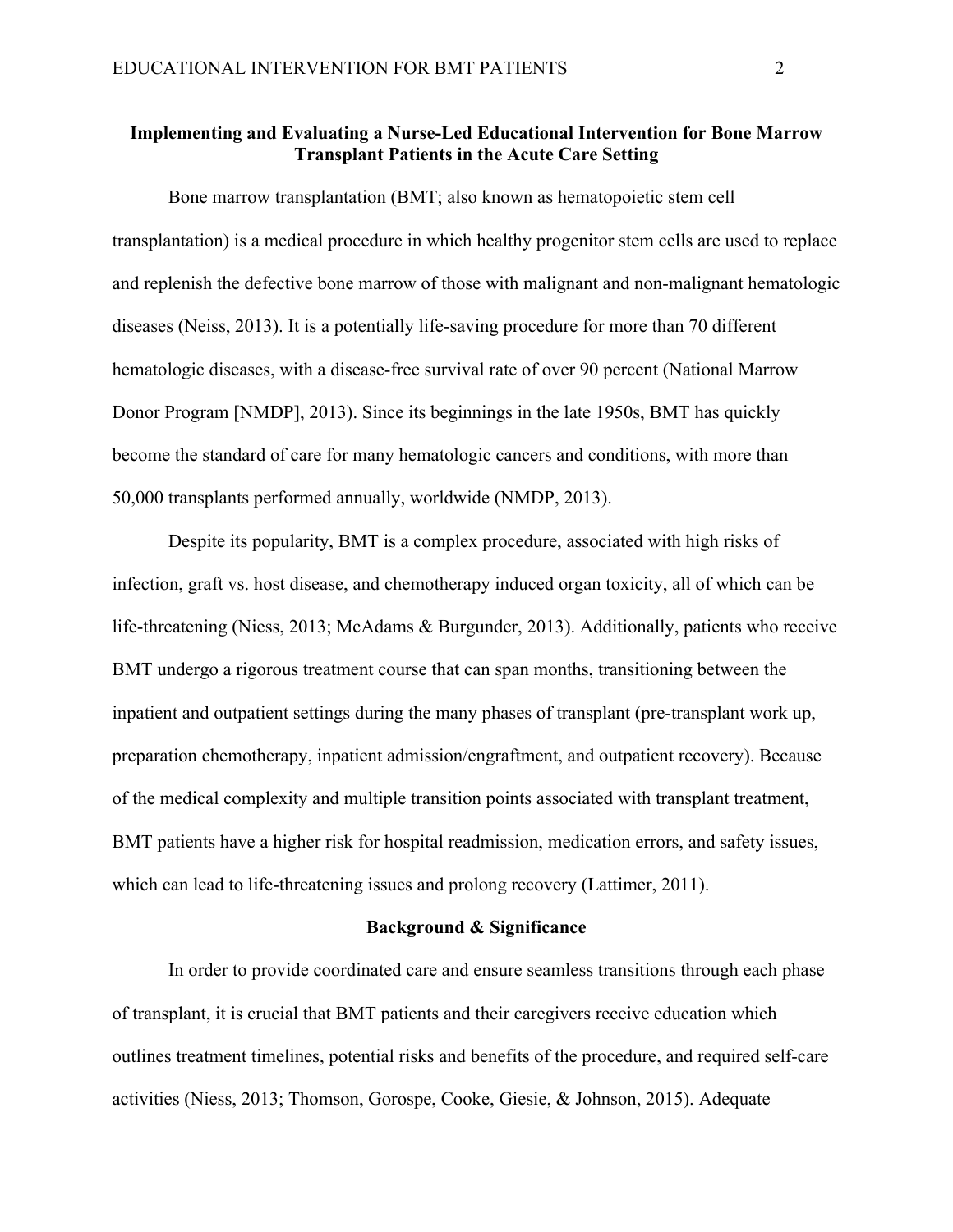## Implementing and Evaluating a Nurse-Led Educational Intervention for Bone Marrow Transplant Patients in the Acute Care Setting

Bone marrow transplantation (BMT; also known as hematopoietic stem cell transplantation) is a medical procedure in which healthy progenitor stem cells are used to replace and replenish the defective bone marrow of those with malignant and non-malignant hematologic diseases (Neiss, 2013). It is a potentially life-saving procedure for more than 70 different hematologic diseases, with a disease-free survival rate of over 90 percent (National Marrow Donor Program [NMDP], 2013). Since its beginnings in the late 1950s, BMT has quickly become the standard of care for many hematologic cancers and conditions, with more than 50,000 transplants performed annually, worldwide (NMDP, 2013).

Despite its popularity, BMT is a complex procedure, associated with high risks of infection, graft vs. host disease, and chemotherapy induced organ toxicity, all of which can be life-threatening (Niess, 2013; McAdams & Burgunder, 2013). Additionally, patients who receive BMT undergo a rigorous treatment course that can span months, transitioning between the inpatient and outpatient settings during the many phases of transplant (pre-transplant work up, preparation chemotherapy, inpatient admission/engraftment, and outpatient recovery). Because of the medical complexity and multiple transition points associated with transplant treatment, BMT patients have a higher risk for hospital readmission, medication errors, and safety issues, which can lead to life-threatening issues and prolong recovery (Lattimer, 2011).

### Background & Significance

In order to provide coordinated care and ensure seamless transitions through each phase of transplant, it is crucial that BMT patients and their caregivers receive education which outlines treatment timelines, potential risks and benefits of the procedure, and required self-care activities (Niess, 2013; Thomson, Gorospe, Cooke, Giesie, & Johnson, 2015). Adequate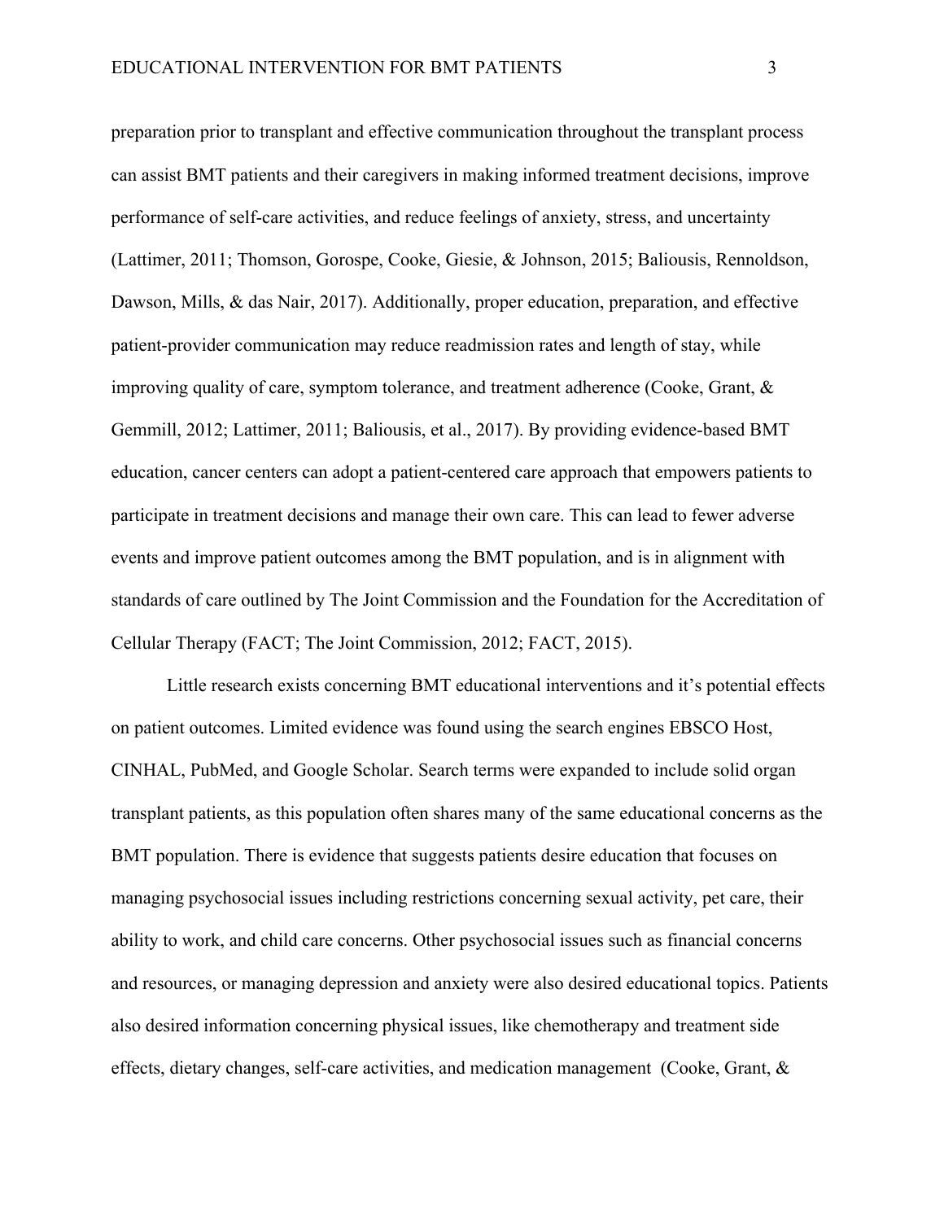preparation prior to transplant and effective communication throughout the transplant process can assist BMT patients and their caregivers in making informed treatment decisions, improve performance of self-care activities, and reduce feelings of anxiety, stress, and uncertainty (Lattimer, 2011; Thomson, Gorospe, Cooke, Giesie, & Johnson, 2015; Baliousis, Rennoldson, Dawson, Mills, & das Nair, 2017). Additionally, proper education, preparation, and effective patient-provider communication may reduce readmission rates and length of stay, while improving quality of care, symptom tolerance, and treatment adherence (Cooke, Grant, & Gemmill, 2012; Lattimer, 2011; Baliousis, et al., 2017). By providing evidence-based BMT education, cancer centers can adopt a patient-centered care approach that empowers patients to participate in treatment decisions and manage their own care. This can lead to fewer adverse events and improve patient outcomes among the BMT population, and is in alignment with standards of care outlined by The Joint Commission and the Foundation for the Accreditation of Cellular Therapy (FACT; The Joint Commission, 2012; FACT, 2015).

Little research exists concerning BMT educational interventions and it's potential effects on patient outcomes. Limited evidence was found using the search engines EBSCO Host, CINHAL, PubMed, and Google Scholar. Search terms were expanded to include solid organ transplant patients, as this population often shares many of the same educational concerns as the BMT population. There is evidence that suggests patients desire education that focuses on managing psychosocial issues including restrictions concerning sexual activity, pet care, their ability to work, and child care concerns. Other psychosocial issues such as financial concerns and resources, or managing depression and anxiety were also desired educational topics. Patients also desired information concerning physical issues, like chemotherapy and treatment side effects, dietary changes, self-care activities, and medication management (Cooke, Grant, &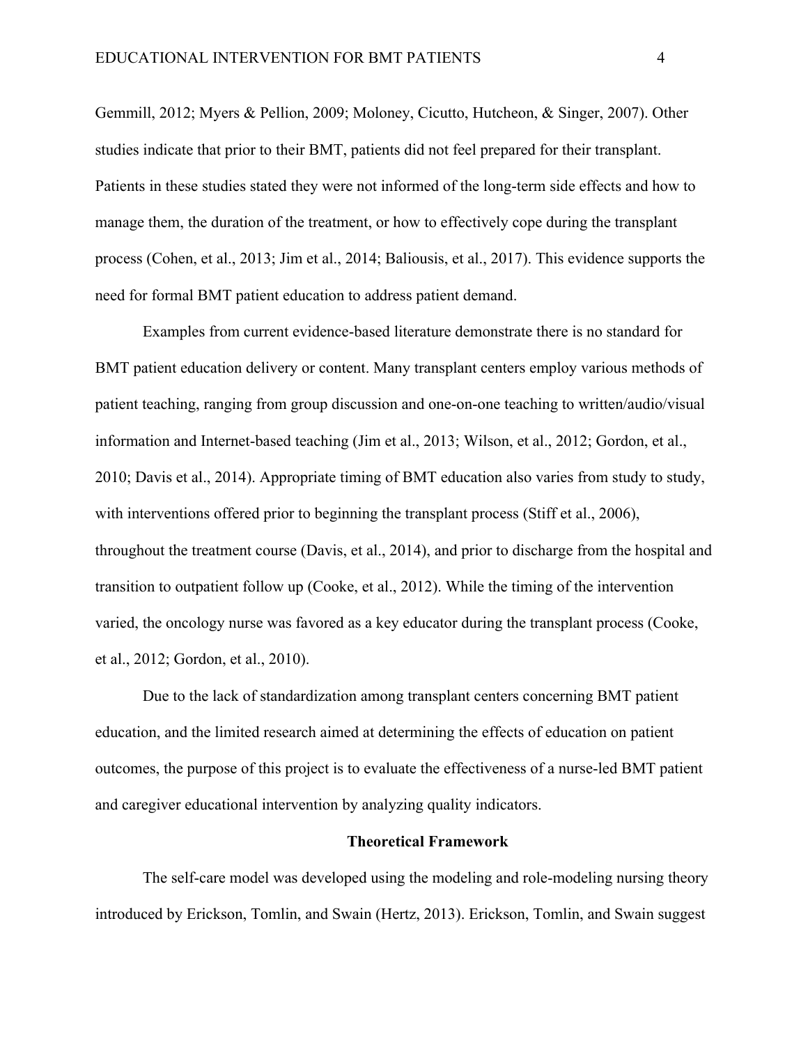Gemmill, 2012; Myers & Pellion, 2009; Moloney, Cicutto, Hutcheon, & Singer, 2007). Other studies indicate that prior to their BMT, patients did not feel prepared for their transplant. Patients in these studies stated they were not informed of the long-term side effects and how to manage them, the duration of the treatment, or how to effectively cope during the transplant process (Cohen, et al., 2013; Jim et al., 2014; Baliousis, et al., 2017). This evidence supports the need for formal BMT patient education to address patient demand.

Examples from current evidence-based literature demonstrate there is no standard for BMT patient education delivery or content. Many transplant centers employ various methods of patient teaching, ranging from group discussion and one-on-one teaching to written/audio/visual information and Internet-based teaching (Jim et al., 2013; Wilson, et al., 2012; Gordon, et al., 2010; Davis et al., 2014). Appropriate timing of BMT education also varies from study to study, with interventions offered prior to beginning the transplant process (Stiff et al., 2006), throughout the treatment course (Davis, et al., 2014), and prior to discharge from the hospital and transition to outpatient follow up (Cooke, et al., 2012). While the timing of the intervention varied, the oncology nurse was favored as a key educator during the transplant process (Cooke, et al., 2012; Gordon, et al., 2010).

Due to the lack of standardization among transplant centers concerning BMT patient education, and the limited research aimed at determining the effects of education on patient outcomes, the purpose of this project is to evaluate the effectiveness of a nurse-led BMT patient and caregiver educational intervention by analyzing quality indicators.

## Theoretical Framework

The self-care model was developed using the modeling and role-modeling nursing theory introduced by Erickson, Tomlin, and Swain (Hertz, 2013). Erickson, Tomlin, and Swain suggest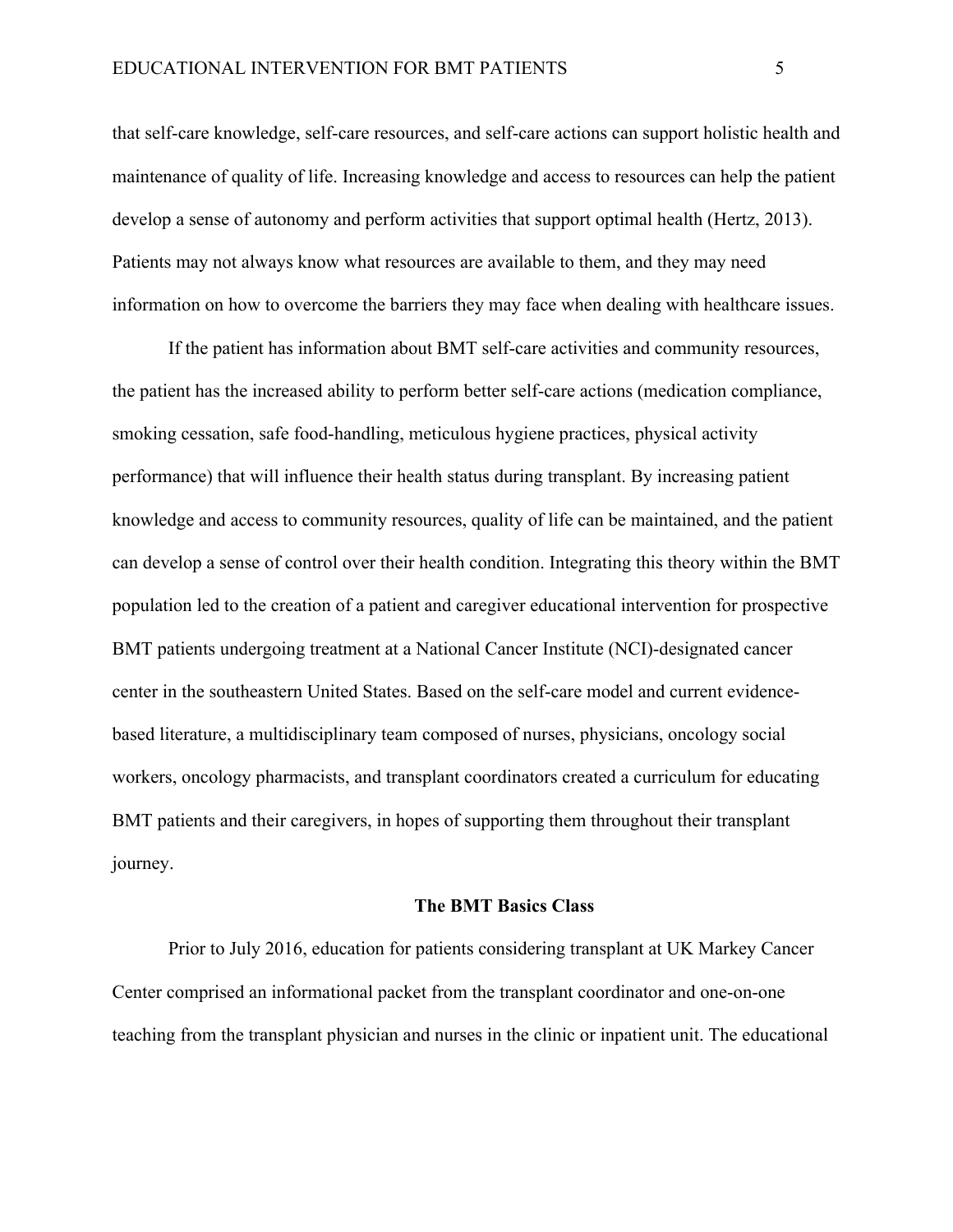that self-care knowledge, self-care resources, and self-care actions can support holistic health and maintenance of quality of life. Increasing knowledge and access to resources can help the patient develop a sense of autonomy and perform activities that support optimal health (Hertz, 2013). Patients may not always know what resources are available to them, and they may need information on how to overcome the barriers they may face when dealing with healthcare issues.

If the patient has information about BMT self-care activities and community resources, the patient has the increased ability to perform better self-care actions (medication compliance, smoking cessation, safe food-handling, meticulous hygiene practices, physical activity performance) that will influence their health status during transplant. By increasing patient knowledge and access to community resources, quality of life can be maintained, and the patient can develop a sense of control over their health condition. Integrating this theory within the BMT population led to the creation of a patient and caregiver educational intervention for prospective BMT patients undergoing treatment at a National Cancer Institute (NCI)-designated cancer center in the southeastern United States. Based on the self-care model and current evidence-based literature, a multidisciplinary team composed of nurses, physicians, oncology social workers, oncology pharmacists, and transplant coordinators created a curriculum for educating BMT patients and their caregivers, in hopes of supporting them throughout their transplant journey.

## The BMT Basics Class

Prior to July 2016, education for patients considering transplant at UK Markey Cancer Center comprised an informational packet from the transplant coordinator and one-on-one teaching from the transplant physician and nurses in the clinic or inpatient unit. The educational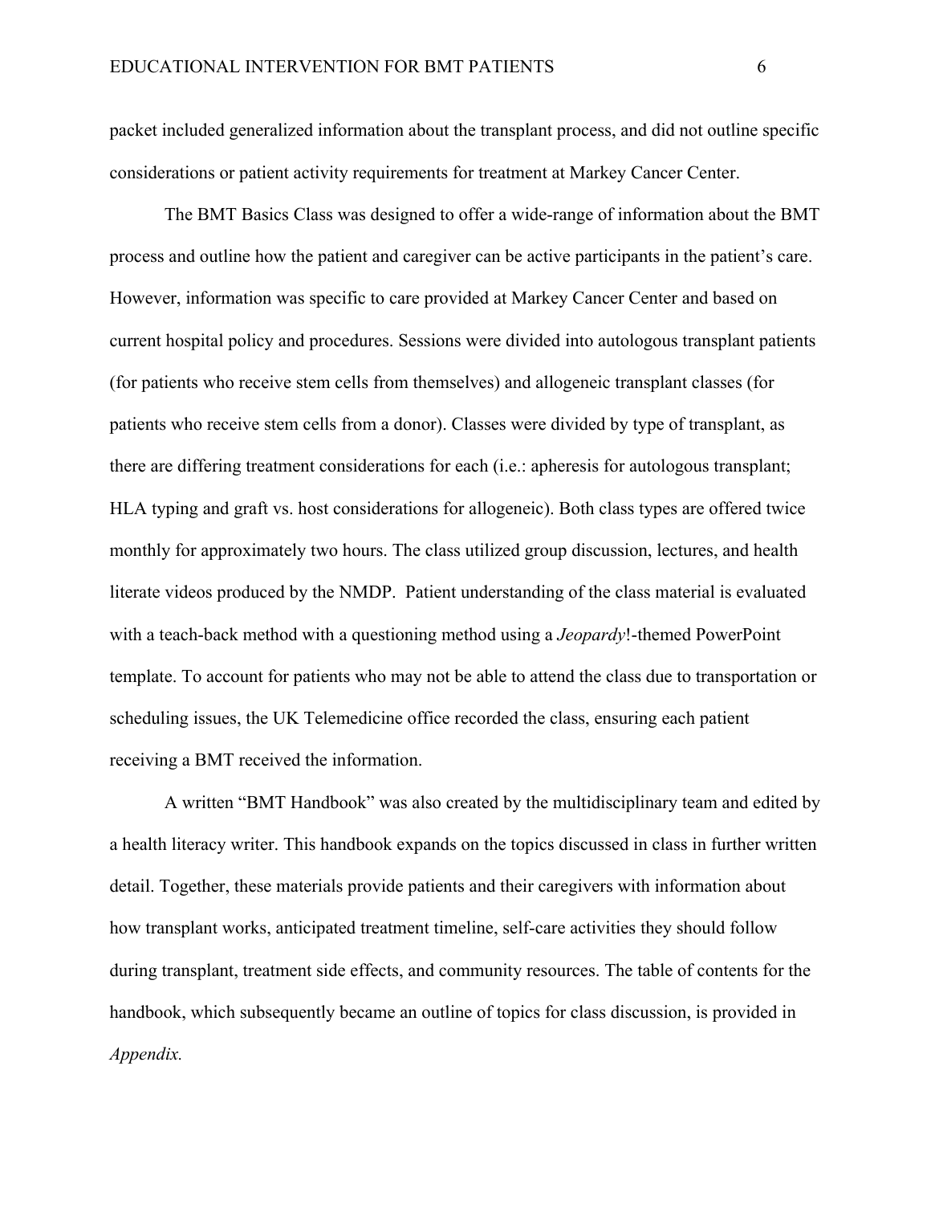packet included generalized information about the transplant process, and did not outline specific considerations or patient activity requirements for treatment at Markey Cancer Center.

The BMT Basics Class was designed to offer a wide-range of information about the BMT process and outline how the patient and caregiver can be active participants in the patient's care. However, information was specific to care provided at Markey Cancer Center and based on current hospital policy and procedures. Sessions were divided into autologous transplant patients (for patients who receive stem cells from themselves) and allogeneic transplant classes (for patients who receive stem cells from a donor). Classes were divided by type of transplant, as there are differing treatment considerations for each (i.e.: apheresis for autologous transplant; HLA typing and graft vs. host considerations for allogeneic). Both class types are offered twice monthly for approximately two hours. The class utilized group discussion, lectures, and health literate videos produced by the NMDP. Patient understanding of the class material is evaluated with a teach-back method with a questioning method using a *Jeopardy*!-themed PowerPoint template. To account for patients who may not be able to attend the class due to transportation or scheduling issues, the UK Telemedicine office recorded the class, ensuring each patient receiving a BMT received the information.

A written "BMT Handbook" was also created by the multidisciplinary team and edited by a health literacy writer. This handbook expands on the topics discussed in class in further written detail. Together, these materials provide patients and their caregivers with information about how transplant works, anticipated treatment timeline, self-care activities they should follow during transplant, treatment side effects, and community resources. The table of contents for the handbook, which subsequently became an outline of topics for class discussion, is provided in *Appendix.*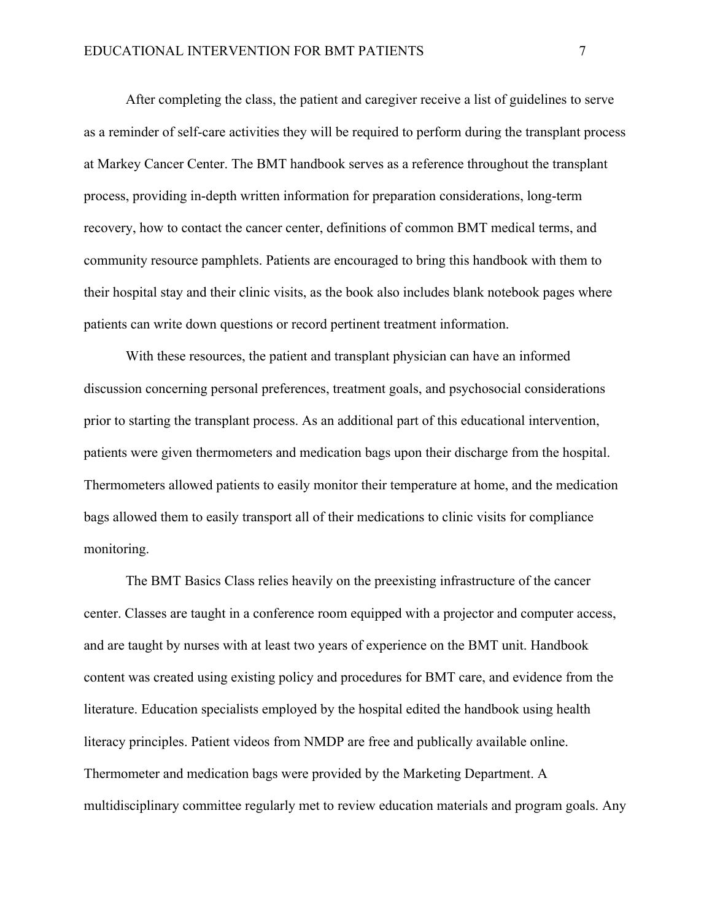After completing the class, the patient and caregiver receive a list of guidelines to serve as a reminder of self-care activities they will be required to perform during the transplant process at Markey Cancer Center. The BMT handbook serves as a reference throughout the transplant process, providing in-depth written information for preparation considerations, long-term recovery, how to contact the cancer center, definitions of common BMT medical terms, and community resource pamphlets. Patients are encouraged to bring this handbook with them to their hospital stay and their clinic visits, as the book also includes blank notebook pages where patients can write down questions or record pertinent treatment information.

With these resources, the patient and transplant physician can have an informed discussion concerning personal preferences, treatment goals, and psychosocial considerations prior to starting the transplant process. As an additional part of this educational intervention, patients were given thermometers and medication bags upon their discharge from the hospital. Thermometers allowed patients to easily monitor their temperature at home, and the medication bags allowed them to easily transport all of their medications to clinic visits for compliance monitoring.

The BMT Basics Class relies heavily on the preexisting infrastructure of the cancer center. Classes are taught in a conference room equipped with a projector and computer access, and are taught by nurses with at least two years of experience on the BMT unit. Handbook content was created using existing policy and procedures for BMT care, and evidence from the literature. Education specialists employed by the hospital edited the handbook using health literacy principles. Patient videos from NMDP are free and publically available online. Thermometer and medication bags were provided by the Marketing Department. A multidisciplinary committee regularly met to review education materials and program goals. Any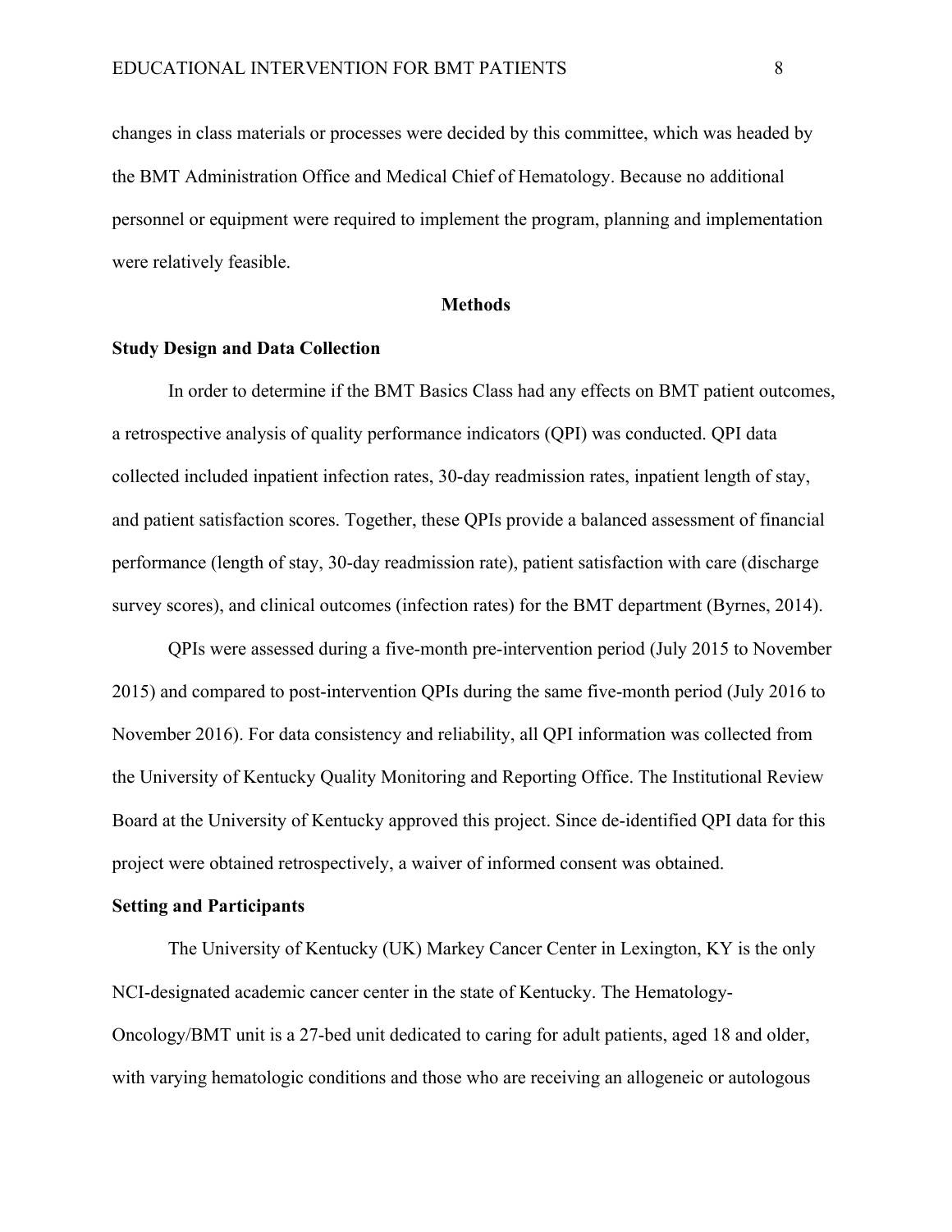changes in class materials or processes were decided by this committee, which was headed by the BMT Administration Office and Medical Chief of Hematology. Because no additional personnel or equipment were required to implement the program, planning and implementation were relatively feasible.

## Methods

### Study Design and Data Collection

In order to determine if the BMT Basics Class had any effects on BMT patient outcomes, a retrospective analysis of quality performance indicators (QPI) was conducted. QPI data collected included inpatient infection rates, 30-day readmission rates, inpatient length of stay, and patient satisfaction scores. Together, these QPIs provide a balanced assessment of financial performance (length of stay, 30-day readmission rate), patient satisfaction with care (discharge survey scores), and clinical outcomes (infection rates) for the BMT department (Byrnes, 2014).

QPIs were assessed during a five-month pre-intervention period (July 2015 to November 2015) and compared to post-intervention QPIs during the same five-month period (July 2016 to November 2016). For data consistency and reliability, all QPI information was collected from the University of Kentucky Quality Monitoring and Reporting Office. The Institutional Review Board at the University of Kentucky approved this project. Since de-identified QPI data for this project were obtained retrospectively, a waiver of informed consent was obtained.

### Setting and Participants

The University of Kentucky (UK) Markey Cancer Center in Lexington, KY is the only NCI-designated academic cancer center in the state of Kentucky. The Hematology-Oncology/BMT unit is a 27-bed unit dedicated to caring for adult patients, aged 18 and older, with varying hematologic conditions and those who are receiving an allogeneic or autologous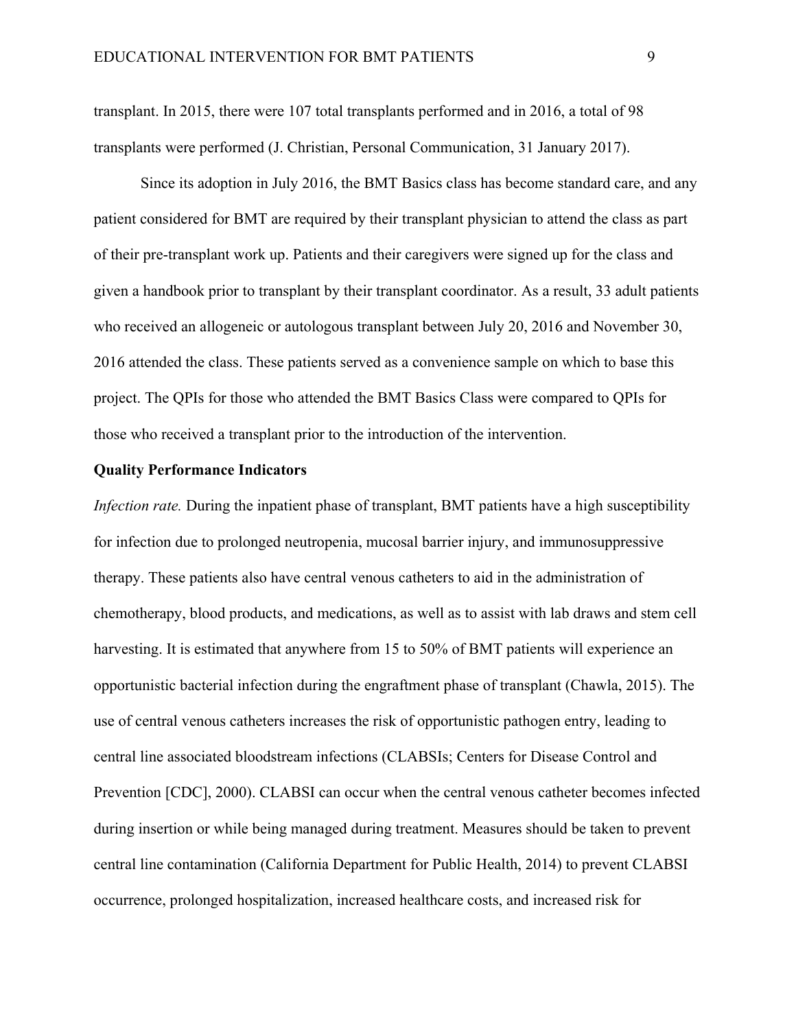transplant. In 2015, there were 107 total transplants performed and in 2016, a total of 98 transplants were performed (J. Christian, Personal Communication, 31 January 2017).

Since its adoption in July 2016, the BMT Basics class has become standard care, and any patient considered for BMT are required by their transplant physician to attend the class as part of their pre-transplant work up. Patients and their caregivers were signed up for the class and given a handbook prior to transplant by their transplant coordinator. As a result, 33 adult patients who received an allogeneic or autologous transplant between July 20, 2016 and November 30, 2016 attended the class. These patients served as a convenience sample on which to base this project. The QPIs for those who attended the BMT Basics Class were compared to QPIs for those who received a transplant prior to the introduction of the intervention.

**Quality Performance Indicators**

*Infection rate.* During the inpatient phase of transplant, BMT patients have a high susceptibility for infection due to prolonged neutropenia, mucosal barrier injury, and immunosuppressive therapy. These patients also have central venous catheters to aid in the administration of chemotherapy, blood products, and medications, as well as to assist with lab draws and stem cell harvesting. It is estimated that anywhere from 15 to 50% of BMT patients will experience an opportunistic bacterial infection during the engraftment phase of transplant (Chawla, 2015). The use of central venous catheters increases the risk of opportunistic pathogen entry, leading to central line associated bloodstream infections (CLABSIs; Centers for Disease Control and Prevention [CDC], 2000). CLABSI can occur when the central venous catheter becomes infected during insertion or while being managed during treatment. Measures should be taken to prevent central line contamination (California Department for Public Health, 2014) to prevent CLABSI occurrence, prolonged hospitalization, increased healthcare costs, and increased risk for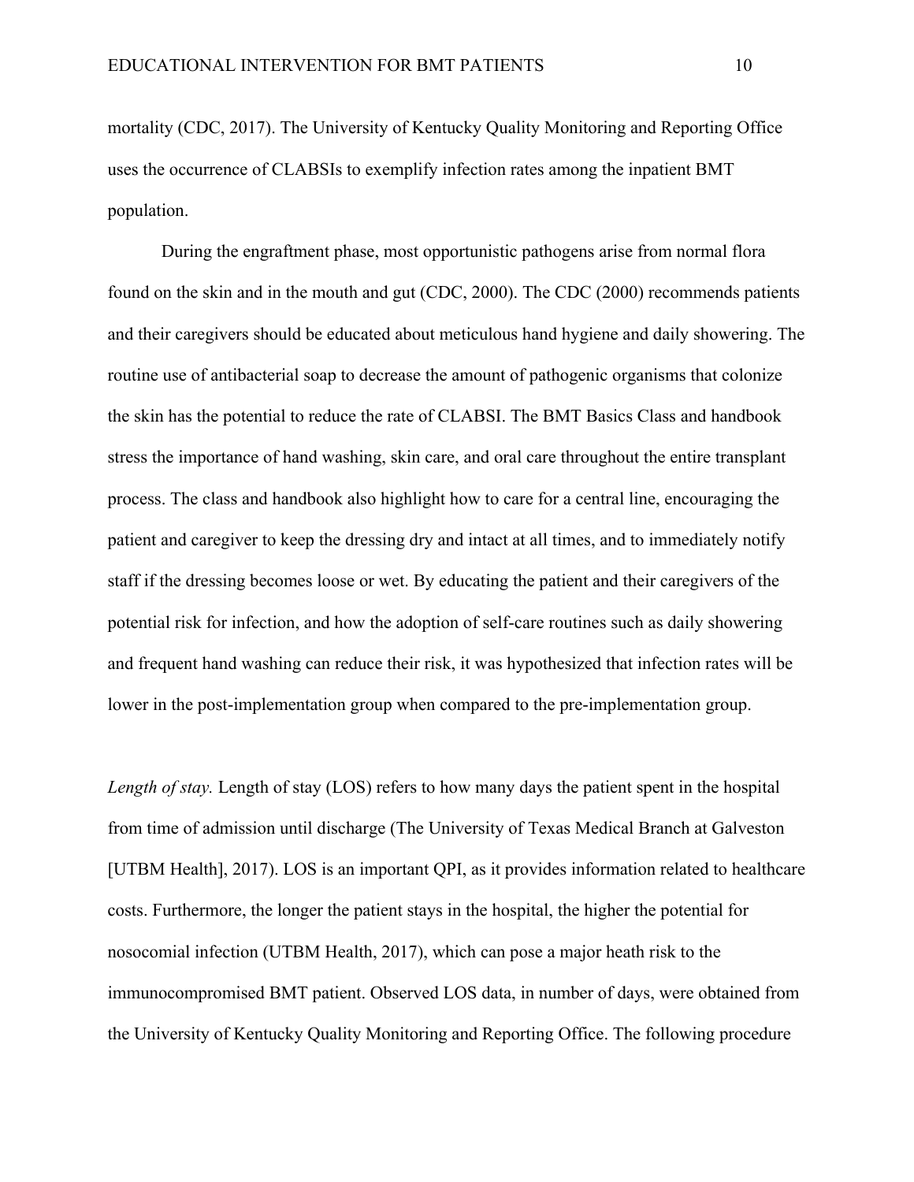mortality (CDC, 2017). The University of Kentucky Quality Monitoring and Reporting Office uses the occurrence of CLABSIs to exemplify infection rates among the inpatient BMT population.

During the engraftment phase, most opportunistic pathogens arise from normal flora found on the skin and in the mouth and gut (CDC, 2000). The CDC (2000) recommends patients and their caregivers should be educated about meticulous hand hygiene and daily showering. The routine use of antibacterial soap to decrease the amount of pathogenic organisms that colonize the skin has the potential to reduce the rate of CLABSI. The BMT Basics Class and handbook stress the importance of hand washing, skin care, and oral care throughout the entire transplant process. The class and handbook also highlight how to care for a central line, encouraging the patient and caregiver to keep the dressing dry and intact at all times, and to immediately notify staff if the dressing becomes loose or wet. By educating the patient and their caregivers of the potential risk for infection, and how the adoption of self-care routines such as daily showering and frequent hand washing can reduce their risk, it was hypothesized that infection rates will be lower in the post-implementation group when compared to the pre-implementation group.

*Length of stay.* Length of stay (LOS) refers to how many days the patient spent in the hospital from time of admission until discharge (The University of Texas Medical Branch at Galveston [UTBM Health], 2017). LOS is an important QPI, as it provides information related to healthcare costs. Furthermore, the longer the patient stays in the hospital, the higher the potential for nosocomial infection (UTBM Health, 2017), which can pose a major heath risk to the immunocompromised BMT patient. Observed LOS data, in number of days, were obtained from the University of Kentucky Quality Monitoring and Reporting Office. The following procedure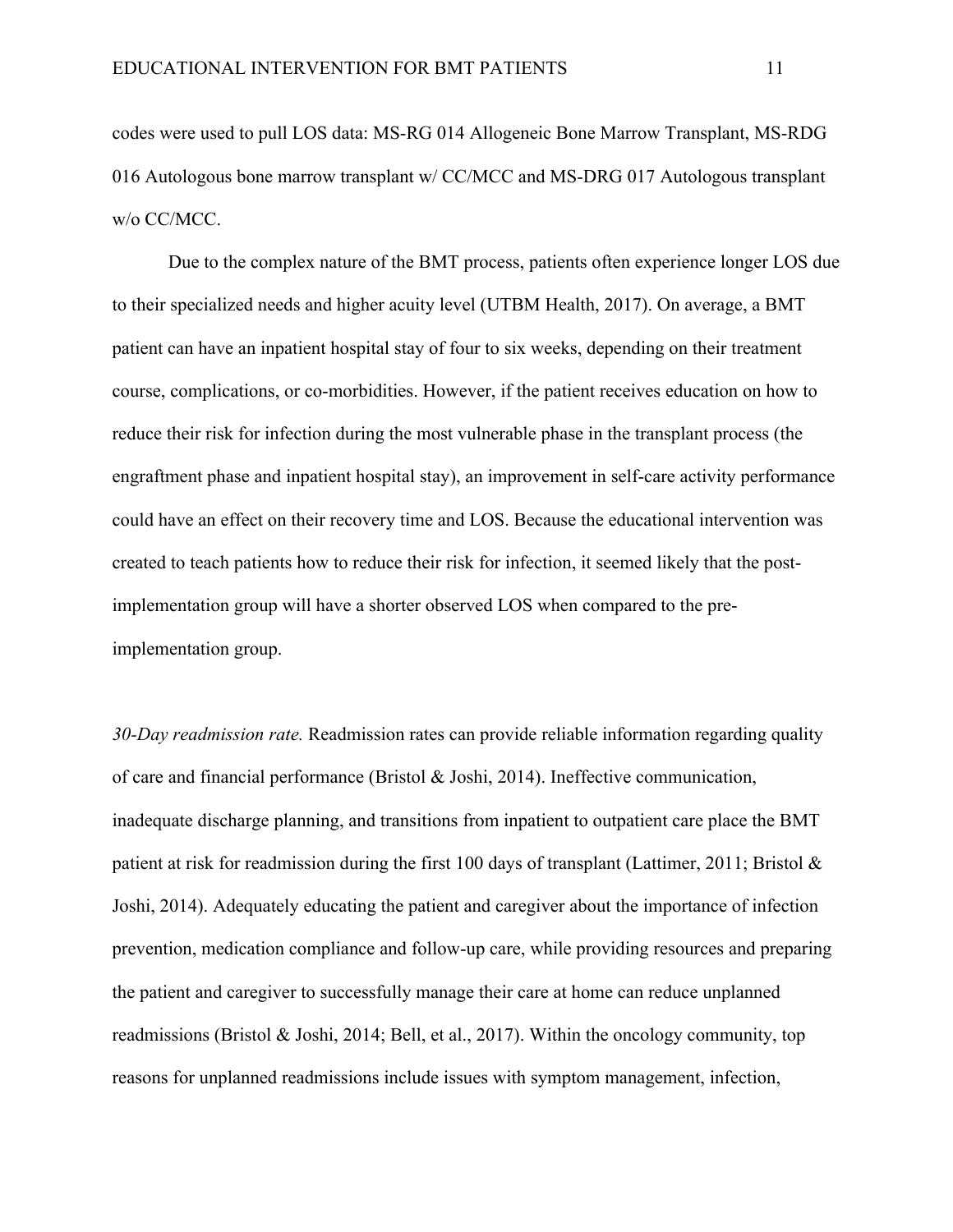codes were used to pull LOS data: MS-RG 014 Allogeneic Bone Marrow Transplant, MS-RDG 016 Autologous bone marrow transplant w/ CC/MCC and MS-DRG 017 Autologous transplant w/o CC/MCC.

Due to the complex nature of the BMT process, patients often experience longer LOS due to their specialized needs and higher acuity level (UTBM Health, 2017). On average, a BMT patient can have an inpatient hospital stay of four to six weeks, depending on their treatment course, complications, or co-morbidities. However, if the patient receives education on how to reduce their risk for infection during the most vulnerable phase in the transplant process (the engraftment phase and inpatient hospital stay), an improvement in self-care activity performance could have an effect on their recovery time and LOS. Because the educational intervention was created to teach patients how to reduce their risk for infection, it seemed likely that the post-implementation group will have a shorter observed LOS when compared to the pre-implementation group.

*30-Day readmission rate.* Readmission rates can provide reliable information regarding quality of care and financial performance (Bristol & Joshi, 2014). Ineffective communication, inadequate discharge planning, and transitions from inpatient to outpatient care place the BMT patient at risk for readmission during the first 100 days of transplant (Lattimer, 2011; Bristol & Joshi, 2014). Adequately educating the patient and caregiver about the importance of infection prevention, medication compliance and follow-up care, while providing resources and preparing the patient and caregiver to successfully manage their care at home can reduce unplanned readmissions (Bristol & Joshi, 2014; Bell, et al., 2017). Within the oncology community, top reasons for unplanned readmissions include issues with symptom management, infection,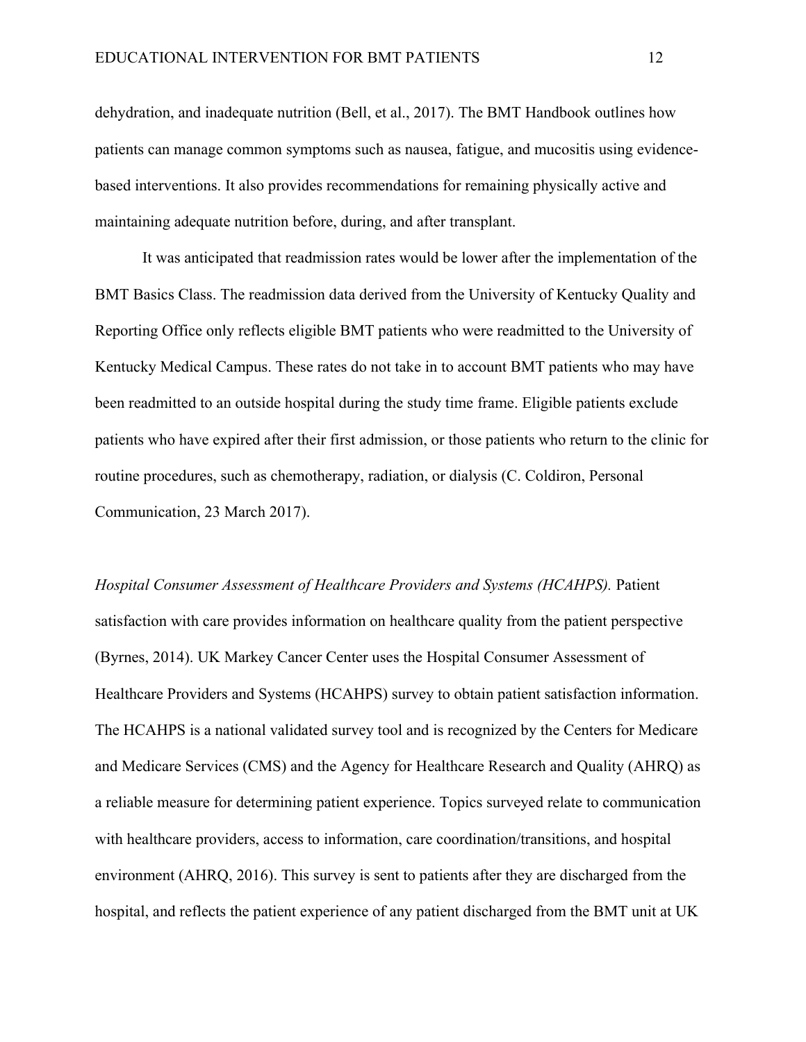dehydration, and inadequate nutrition (Bell, et al., 2017). The BMT Handbook outlines how patients can manage common symptoms such as nausea, fatigue, and mucositis using evidence-based interventions. It also provides recommendations for remaining physically active and maintaining adequate nutrition before, during, and after transplant.

It was anticipated that readmission rates would be lower after the implementation of the BMT Basics Class. The readmission data derived from the University of Kentucky Quality and Reporting Office only reflects eligible BMT patients who were readmitted to the University of Kentucky Medical Campus. These rates do not take in to account BMT patients who may have been readmitted to an outside hospital during the study time frame. Eligible patients exclude patients who have expired after their first admission, or those patients who return to the clinic for routine procedures, such as chemotherapy, radiation, or dialysis (C. Coldiron, Personal Communication, 23 March 2017).

*Hospital Consumer Assessment of Healthcare Providers and Systems (HCAHPS).* Patient satisfaction with care provides information on healthcare quality from the patient perspective (Byrnes, 2014). UK Markey Cancer Center uses the Hospital Consumer Assessment of Healthcare Providers and Systems (HCAHPS) survey to obtain patient satisfaction information. The HCAHPS is a national validated survey tool and is recognized by the Centers for Medicare and Medicare Services (CMS) and the Agency for Healthcare Research and Quality (AHRQ) as a reliable measure for determining patient experience. Topics surveyed relate to communication with healthcare providers, access to information, care coordination/transitions, and hospital environment (AHRQ, 2016). This survey is sent to patients after they are discharged from the hospital, and reflects the patient experience of any patient discharged from the BMT unit at UK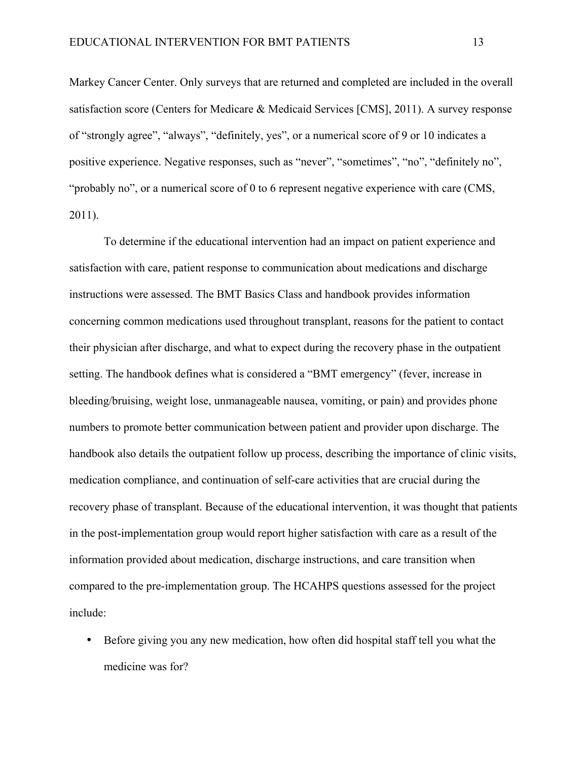Markey Cancer Center. Only surveys that are returned and completed are included in the overall satisfaction score (Centers for Medicare & Medicaid Services [CMS], 2011). A survey response of "strongly agree", "always", "definitely, yes", or a numerical score of 9 or 10 indicates a positive experience. Negative responses, such as "never", "sometimes", "no", "definitely no", "probably no", or a numerical score of 0 to 6 represent negative experience with care (CMS, 2011).

To determine if the educational intervention had an impact on patient experience and satisfaction with care, patient response to communication about medications and discharge instructions were assessed. The BMT Basics Class and handbook provides information concerning common medications used throughout transplant, reasons for the patient to contact their physician after discharge, and what to expect during the recovery phase in the outpatient setting. The handbook defines what is considered a "BMT emergency" (fever, increase in bleeding/bruising, weight lose, unmanageable nausea, vomiting, or pain) and provides phone numbers to promote better communication between patient and provider upon discharge. The handbook also details the outpatient follow up process, describing the importance of clinic visits, medication compliance, and continuation of self-care activities that are crucial during the recovery phase of transplant. Because of the educational intervention, it was thought that patients in the post-implementation group would report higher satisfaction with care as a result of the information provided about medication, discharge instructions, and care transition when compared to the pre-implementation group. The HCAHPS questions assessed for the project include:

- Before giving you any new medication, how often did hospital staff tell you what the medicine was for?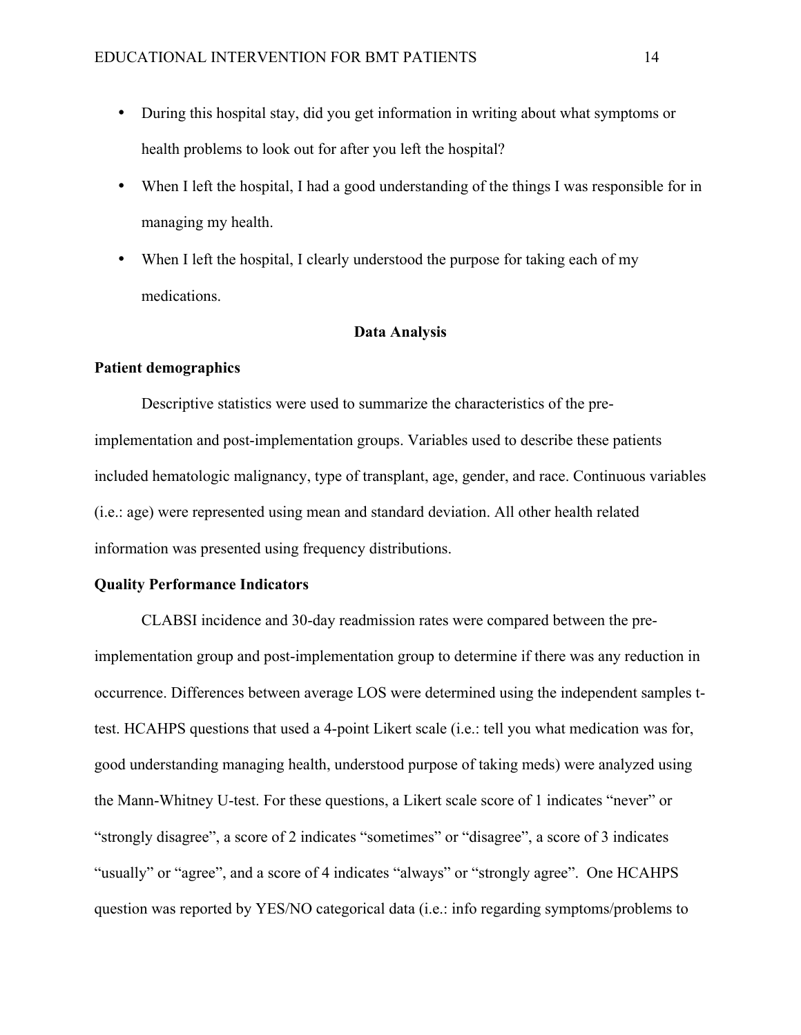- During this hospital stay, did you get information in writing about what symptoms or health problems to look out for after you left the hospital?
- When I left the hospital, I had a good understanding of the things I was responsible for in managing my health.
- When I left the hospital, I clearly understood the purpose for taking each of my medications.

## Data Analysis

### Patient demographics

Descriptive statistics were used to summarize the characteristics of the pre-implementation and post-implementation groups. Variables used to describe these patients included hematologic malignancy, type of transplant, age, gender, and race. Continuous variables (i.e.: age) were represented using mean and standard deviation. All other health related information was presented using frequency distributions.

### Quality Performance Indicators

CLABSI incidence and 30-day readmission rates were compared between the pre-implementation group and post-implementation group to determine if there was any reduction in occurrence. Differences between average LOS were determined using the independent samples t-test. HCAHPS questions that used a 4-point Likert scale (i.e.: tell you what medication was for, good understanding managing health, understood purpose of taking meds) were analyzed using the Mann-Whitney U-test. For these questions, a Likert scale score of 1 indicates "never" or "strongly disagree", a score of 2 indicates "sometimes" or "disagree", a score of 3 indicates "usually" or "agree", and a score of 4 indicates "always" or "strongly agree". One HCAHPS question was reported by YES/NO categorical data (i.e.: info regarding symptoms/problems to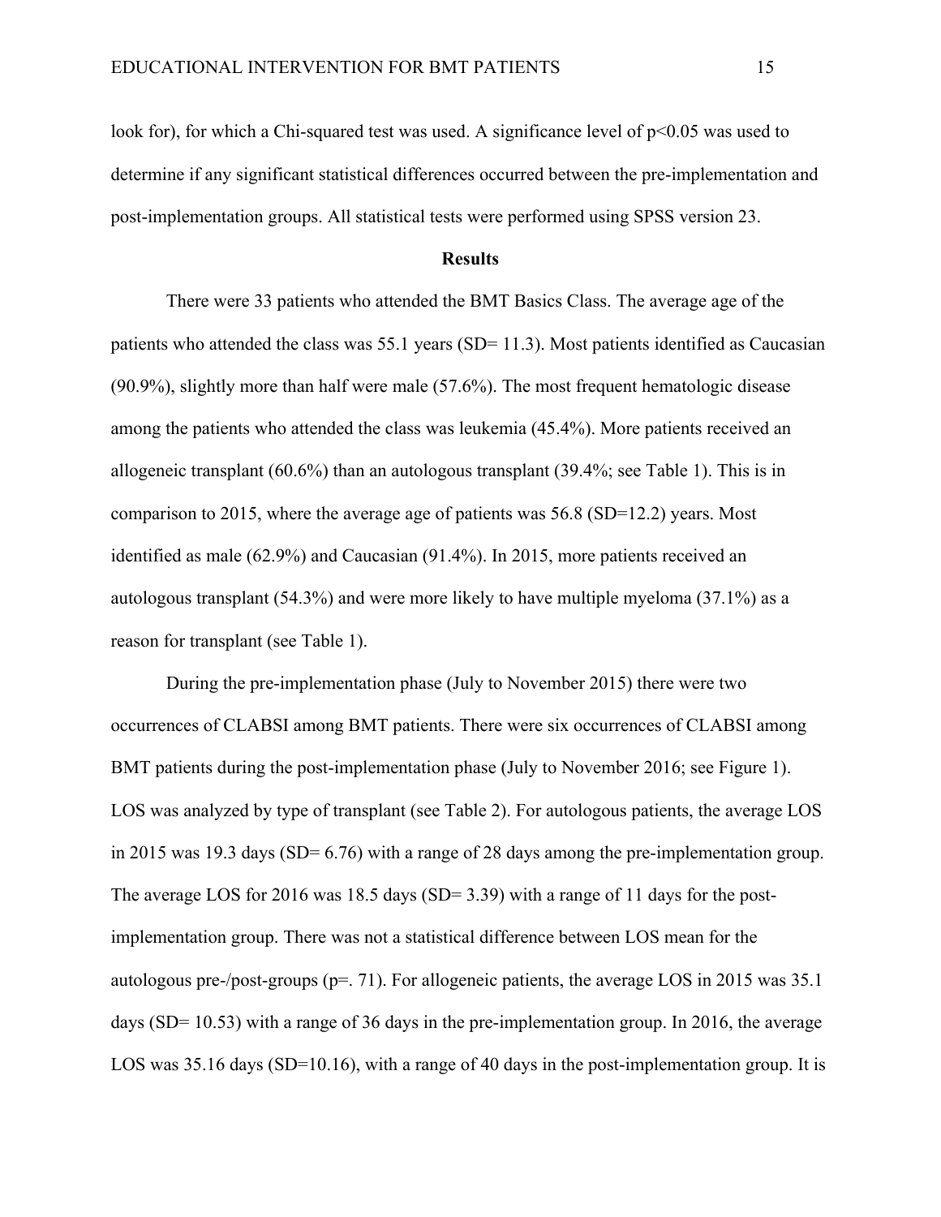look for), for which a Chi-squared test was used. A significance level of $p<0.05$ was used to determine if any significant statistical differences occurred between the pre-implementation and post-implementation groups. All statistical tests were performed using SPSS version 23.

## Results

There were 33 patients who attended the BMT Basics Class. The average age of the patients who attended the class was 55.1 years (SD= 11.3). Most patients identified as Caucasian (90.9%), slightly more than half were male (57.6%). The most frequent hematologic disease among the patients who attended the class was leukemia (45.4%). More patients received an allogeneic transplant (60.6%) than an autologous transplant (39.4%; see Table 1). This is in comparison to 2015, where the average age of patients was 56.8 (SD=12.2) years. Most identified as male (62.9%) and Caucasian (91.4%). In 2015, more patients received an autologous transplant (54.3%) and were more likely to have multiple myeloma (37.1%) as a reason for transplant (see Table 1).

During the pre-implementation phase (July to November 2015) there were two occurrences of CLABSI among BMT patients. There were six occurrences of CLABSI among BMT patients during the post-implementation phase (July to November 2016; see Figure 1). LOS was analyzed by type of transplant (see Table 2). For autologous patients, the average LOS in 2015 was 19.3 days (SD= 6.76) with a range of 28 days among the pre-implementation group. The average LOS for 2016 was 18.5 days (SD= 3.39) with a range of 11 days for the post-implementation group. There was not a statistical difference between LOS mean for the autologous pre-/post-groups (p=. 71). For allogeneic patients, the average LOS in 2015 was 35.1 days (SD= 10.53) with a range of 36 days in the pre-implementation group. In 2016, the average LOS was 35.16 days (SD=10.16), with a range of 40 days in the post-implementation group. It is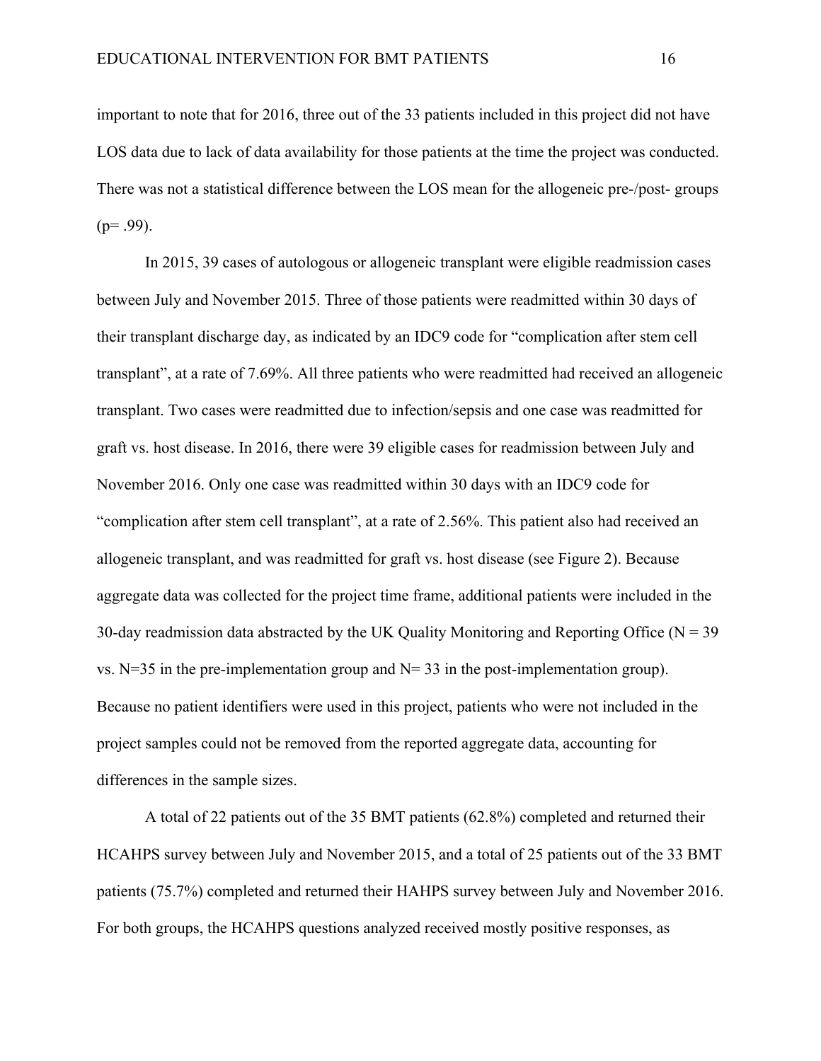important to note that for 2016, three out of the 33 patients included in this project did not have LOS data due to lack of data availability for those patients at the time the project was conducted. There was not a statistical difference between the LOS mean for the allogeneic pre-/post- groups ($p= .99$).

In 2015, 39 cases of autologous or allogeneic transplant were eligible readmission cases between July and November 2015. Three of those patients were readmitted within 30 days of their transplant discharge day, as indicated by an IDC9 code for "complication after stem cell transplant", at a rate of 7.69%. All three patients who were readmitted had received an allogeneic transplant. Two cases were readmitted due to infection/sepsis and one case was readmitted for graft vs. host disease. In 2016, there were 39 eligible cases for readmission between July and November 2016. Only one case was readmitted within 30 days with an IDC9 code for "complication after stem cell transplant", at a rate of 2.56%. This patient also had received an allogeneic transplant, and was readmitted for graft vs. host disease (see Figure 2). Because aggregate data was collected for the project time frame, additional patients were included in the 30-day readmission data abstracted by the UK Quality Monitoring and Reporting Office ($N = 39$ vs. $N=35$ in the pre-implementation group and $N= 33$ in the post-implementation group). Because no patient identifiers were used in this project, patients who were not included in the project samples could not be removed from the reported aggregate data, accounting for differences in the sample sizes.

A total of 22 patients out of the 35 BMT patients (62.8%) completed and returned their HCAHPS survey between July and November 2015, and a total of 25 patients out of the 33 BMT patients (75.7%) completed and returned their HAHPS survey between July and November 2016. For both groups, the HCAHPS questions analyzed received mostly positive responses, as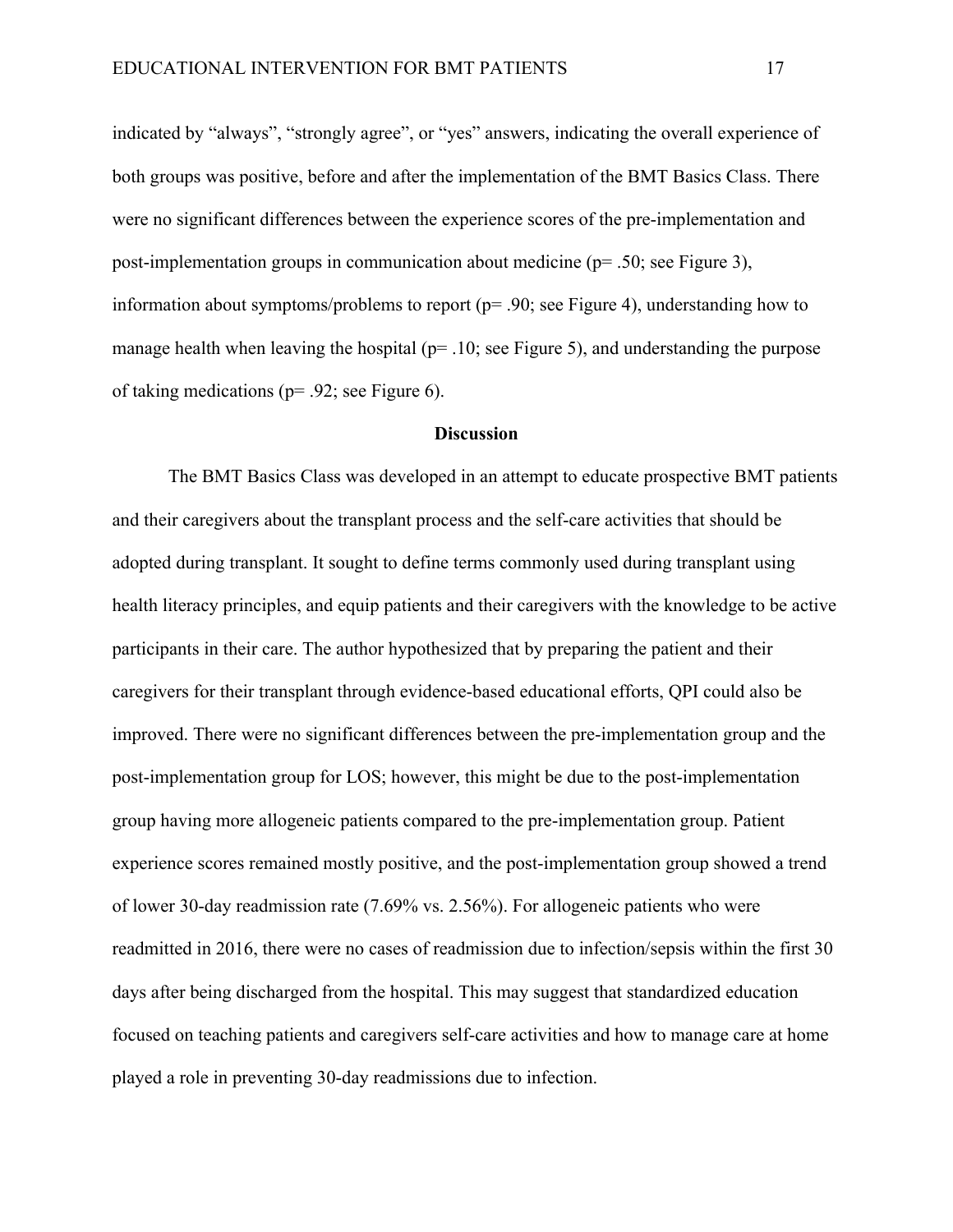indicated by "always", "strongly agree", or "yes" answers, indicating the overall experience of both groups was positive, before and after the implementation of the BMT Basics Class. There were no significant differences between the experience scores of the pre-implementation and post-implementation groups in communication about medicine ($p = .50$; see Figure 3), information about symptoms/problems to report ($p = .90$; see Figure 4), understanding how to manage health when leaving the hospital ($p = .10$; see Figure 5), and understanding the purpose of taking medications ($p = .92$; see Figure 6).

## Discussion

The BMT Basics Class was developed in an attempt to educate prospective BMT patients and their caregivers about the transplant process and the self-care activities that should be adopted during transplant. It sought to define terms commonly used during transplant using health literacy principles, and equip patients and their caregivers with the knowledge to be active participants in their care. The author hypothesized that by preparing the patient and their caregivers for their transplant through evidence-based educational efforts, QPI could also be improved. There were no significant differences between the pre-implementation group and the post-implementation group for LOS; however, this might be due to the post-implementation group having more allogeneic patients compared to the pre-implementation group. Patient experience scores remained mostly positive, and the post-implementation group showed a trend of lower 30-day readmission rate (7.69% vs. 2.56%). For allogeneic patients who were readmitted in 2016, there were no cases of readmission due to infection/sepsis within the first 30 days after being discharged from the hospital. This may suggest that standardized education focused on teaching patients and caregivers self-care activities and how to manage care at home played a role in preventing 30-day readmissions due to infection.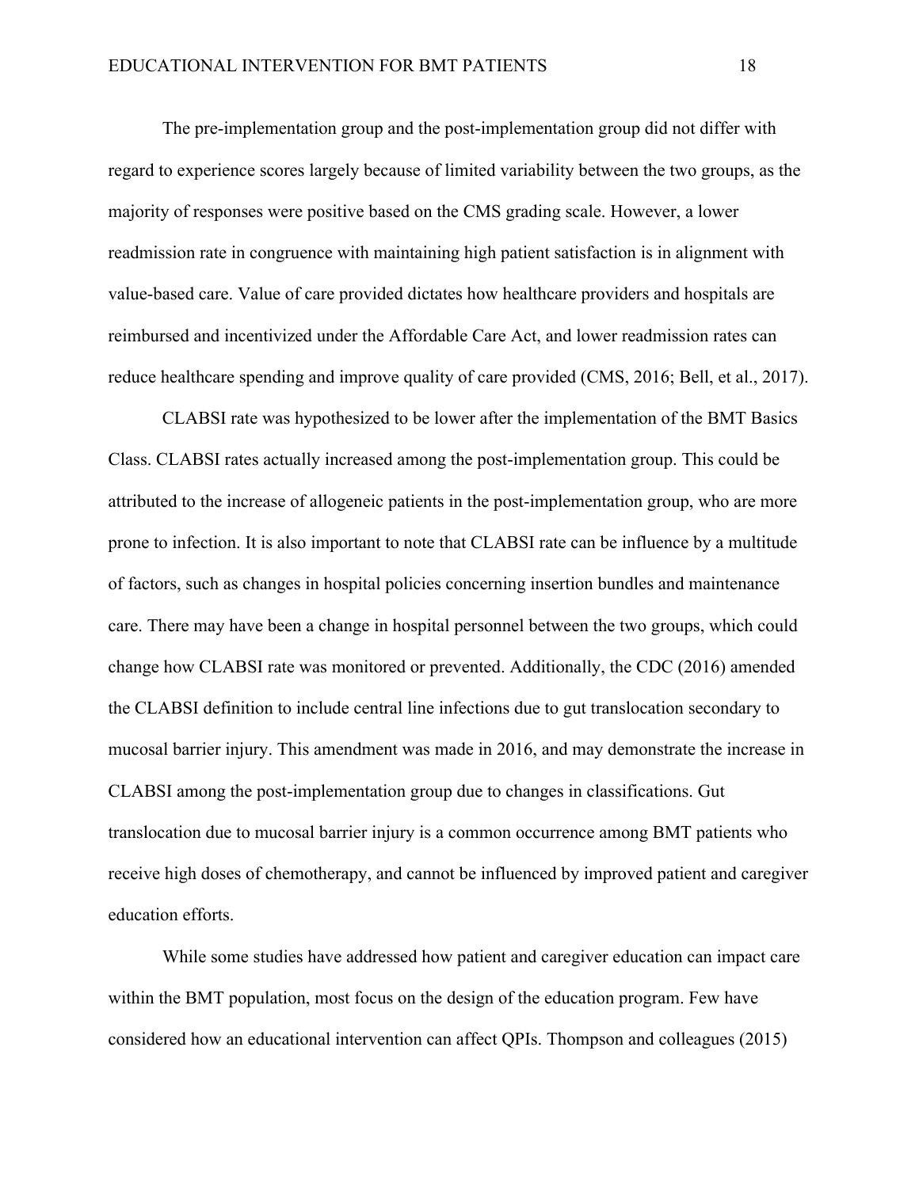The pre-implementation group and the post-implementation group did not differ with regard to experience scores largely because of limited variability between the two groups, as the majority of responses were positive based on the CMS grading scale. However, a lower readmission rate in congruence with maintaining high patient satisfaction is in alignment with value-based care. Value of care provided dictates how healthcare providers and hospitals are reimbursed and incentivized under the Affordable Care Act, and lower readmission rates can reduce healthcare spending and improve quality of care provided (CMS, 2016; Bell, et al., 2017).

CLABSI rate was hypothesized to be lower after the implementation of the BMT Basics Class. CLABSI rates actually increased among the post-implementation group. This could be attributed to the increase of allogeneic patients in the post-implementation group, who are more prone to infection. It is also important to note that CLABSI rate can be influence by a multitude of factors, such as changes in hospital policies concerning insertion bundles and maintenance care. There may have been a change in hospital personnel between the two groups, which could change how CLABSI rate was monitored or prevented. Additionally, the CDC (2016) amended the CLABSI definition to include central line infections due to gut translocation secondary to mucosal barrier injury. This amendment was made in 2016, and may demonstrate the increase in CLABSI among the post-implementation group due to changes in classifications. Gut translocation due to mucosal barrier injury is a common occurrence among BMT patients who receive high doses of chemotherapy, and cannot be influenced by improved patient and caregiver education efforts.

While some studies have addressed how patient and caregiver education can impact care within the BMT population, most focus on the design of the education program. Few have considered how an educational intervention can affect QPIs. Thompson and colleagues (2015)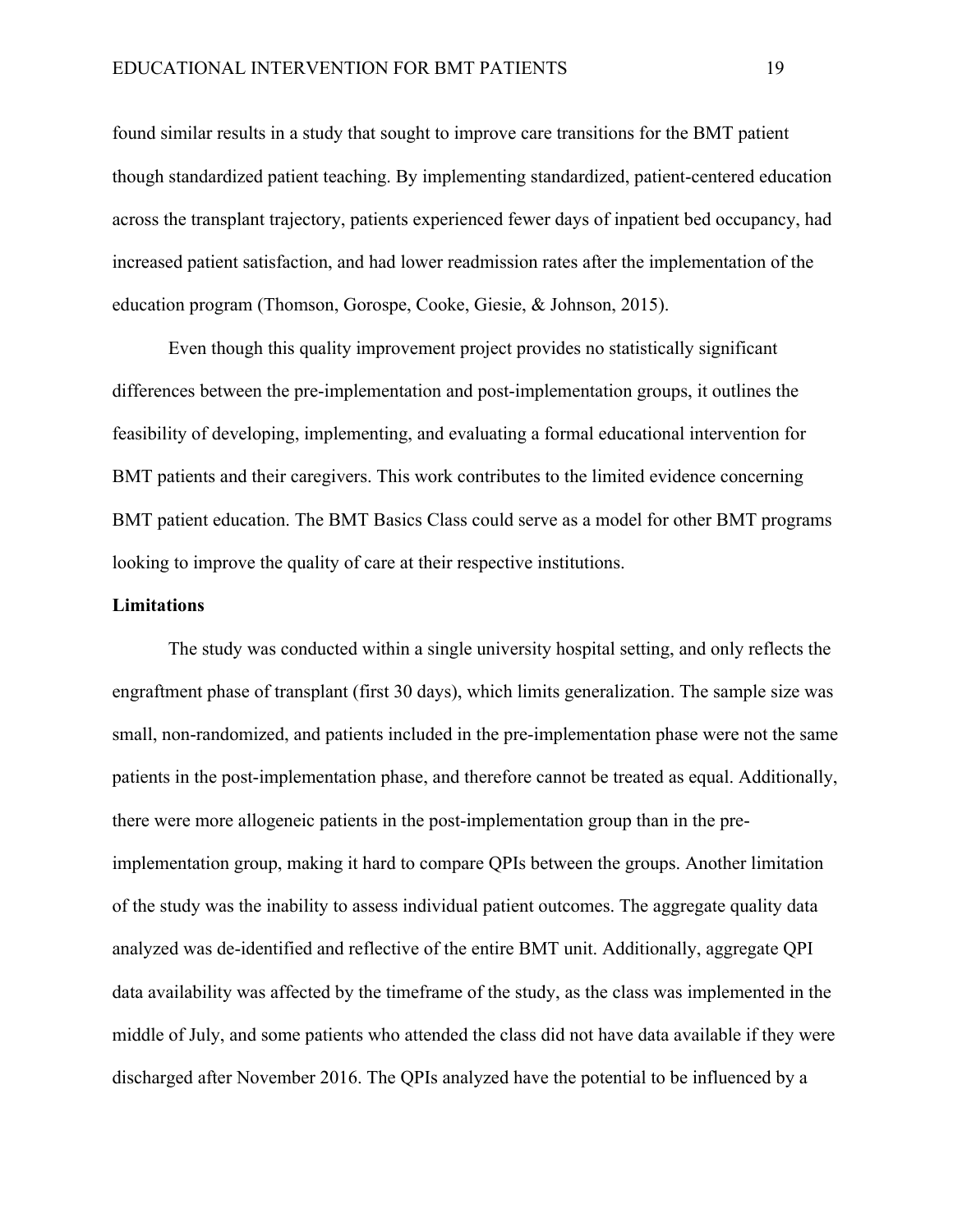found similar results in a study that sought to improve care transitions for the BMT patient though standardized patient teaching. By implementing standardized, patient-centered education across the transplant trajectory, patients experienced fewer days of inpatient bed occupancy, had increased patient satisfaction, and had lower readmission rates after the implementation of the education program (Thomson, Gorospe, Cooke, Giesie, & Johnson, 2015).

Even though this quality improvement project provides no statistically significant differences between the pre-implementation and post-implementation groups, it outlines the feasibility of developing, implementing, and evaluating a formal educational intervention for BMT patients and their caregivers. This work contributes to the limited evidence concerning BMT patient education. The BMT Basics Class could serve as a model for other BMT programs looking to improve the quality of care at their respective institutions.

**Limitations**

The study was conducted within a single university hospital setting, and only reflects the engraftment phase of transplant (first 30 days), which limits generalization. The sample size was small, non-randomized, and patients included in the pre-implementation phase were not the same patients in the post-implementation phase, and therefore cannot be treated as equal. Additionally, there were more allogeneic patients in the post-implementation group than in the pre-implementation group, making it hard to compare QPIs between the groups. Another limitation of the study was the inability to assess individual patient outcomes. The aggregate quality data analyzed was de-identified and reflective of the entire BMT unit. Additionally, aggregate QPI data availability was affected by the timeframe of the study, as the class was implemented in the middle of July, and some patients who attended the class did not have data available if they were discharged after November 2016. The QPIs analyzed have the potential to be influenced by a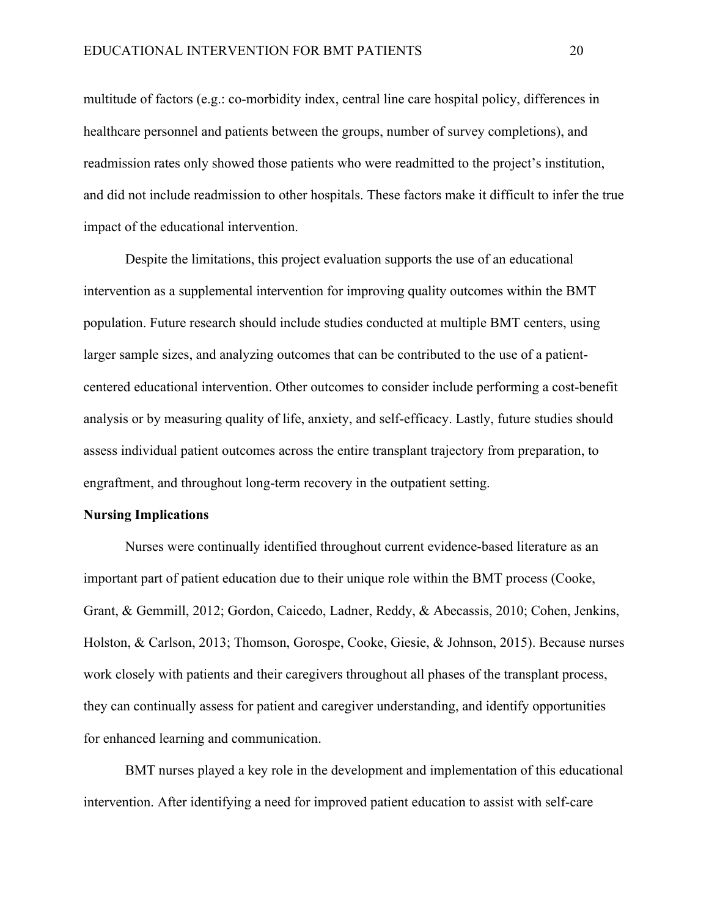multitude of factors (e.g.: co-morbidity index, central line care hospital policy, differences in healthcare personnel and patients between the groups, number of survey completions), and readmission rates only showed those patients who were readmitted to the project's institution, and did not include readmission to other hospitals. These factors make it difficult to infer the true impact of the educational intervention.

Despite the limitations, this project evaluation supports the use of an educational intervention as a supplemental intervention for improving quality outcomes within the BMT population. Future research should include studies conducted at multiple BMT centers, using larger sample sizes, and analyzing outcomes that can be contributed to the use of a patient-centered educational intervention. Other outcomes to consider include performing a cost-benefit analysis or by measuring quality of life, anxiety, and self-efficacy. Lastly, future studies should assess individual patient outcomes across the entire transplant trajectory from preparation, to engraftment, and throughout long-term recovery in the outpatient setting.

**Nursing Implications**

Nurses were continually identified throughout current evidence-based literature as an important part of patient education due to their unique role within the BMT process (Cooke, Grant, & Gemmill, 2012; Gordon, Caicedo, Ladner, Reddy, & Abecassis, 2010; Cohen, Jenkins, Holston, & Carlson, 2013; Thomson, Gorospe, Cooke, Giesie, & Johnson, 2015). Because nurses work closely with patients and their caregivers throughout all phases of the transplant process, they can continually assess for patient and caregiver understanding, and identify opportunities for enhanced learning and communication.

BMT nurses played a key role in the development and implementation of this educational intervention. After identifying a need for improved patient education to assist with self-care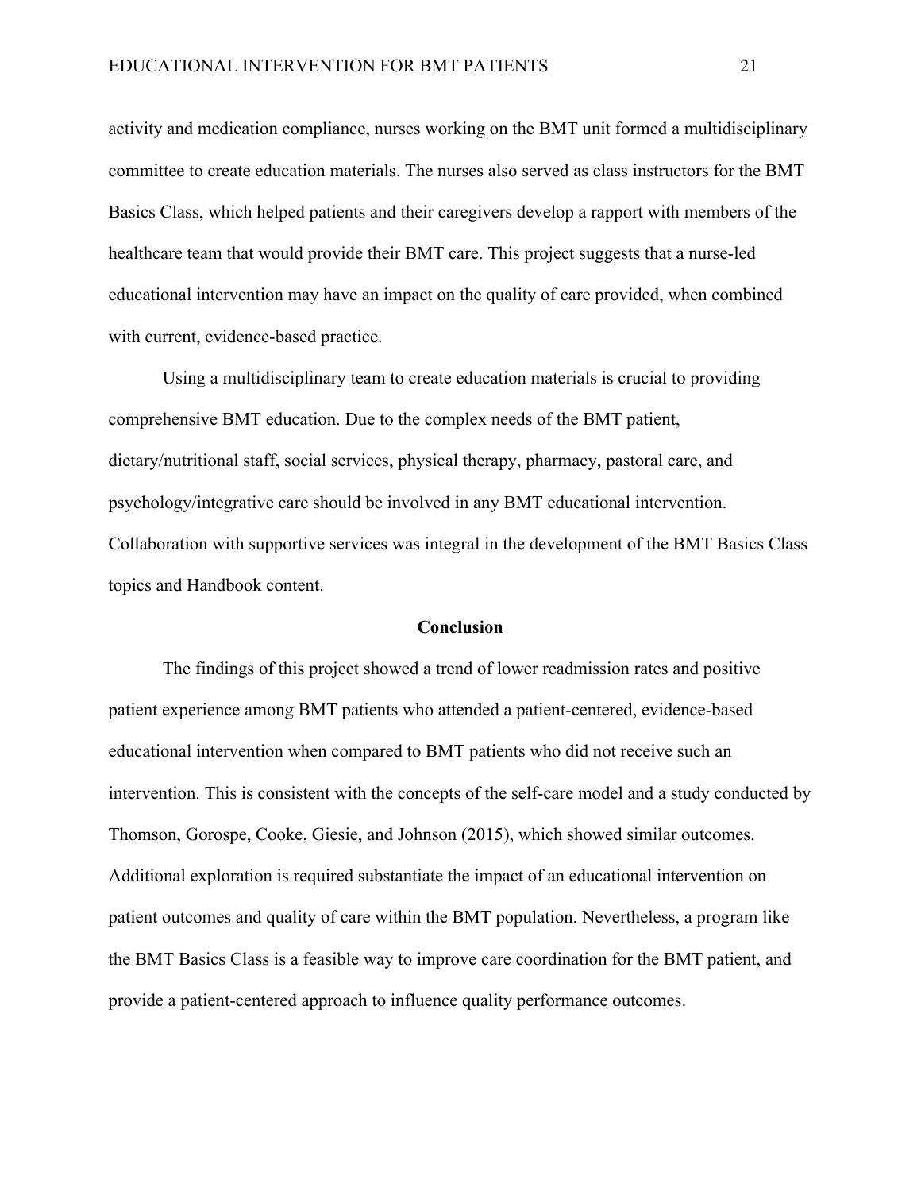activity and medication compliance, nurses working on the BMT unit formed a multidisciplinary committee to create education materials. The nurses also served as class instructors for the BMT Basics Class, which helped patients and their caregivers develop a rapport with members of the healthcare team that would provide their BMT care. This project suggests that a nurse-led educational intervention may have an impact on the quality of care provided, when combined with current, evidence-based practice.

Using a multidisciplinary team to create education materials is crucial to providing comprehensive BMT education. Due to the complex needs of the BMT patient, dietary/nutritional staff, social services, physical therapy, pharmacy, pastoral care, and psychology/integrative care should be involved in any BMT educational intervention. Collaboration with supportive services was integral in the development of the BMT Basics Class topics and Handbook content.

## Conclusion

The findings of this project showed a trend of lower readmission rates and positive patient experience among BMT patients who attended a patient-centered, evidence-based educational intervention when compared to BMT patients who did not receive such an intervention. This is consistent with the concepts of the self-care model and a study conducted by Thomson, Gorospe, Cooke, Giesie, and Johnson (2015), which showed similar outcomes. Additional exploration is required substantiate the impact of an educational intervention on patient outcomes and quality of care within the BMT population. Nevertheless, a program like the BMT Basics Class is a feasible way to improve care coordination for the BMT patient, and provide a patient-centered approach to influence quality performance outcomes.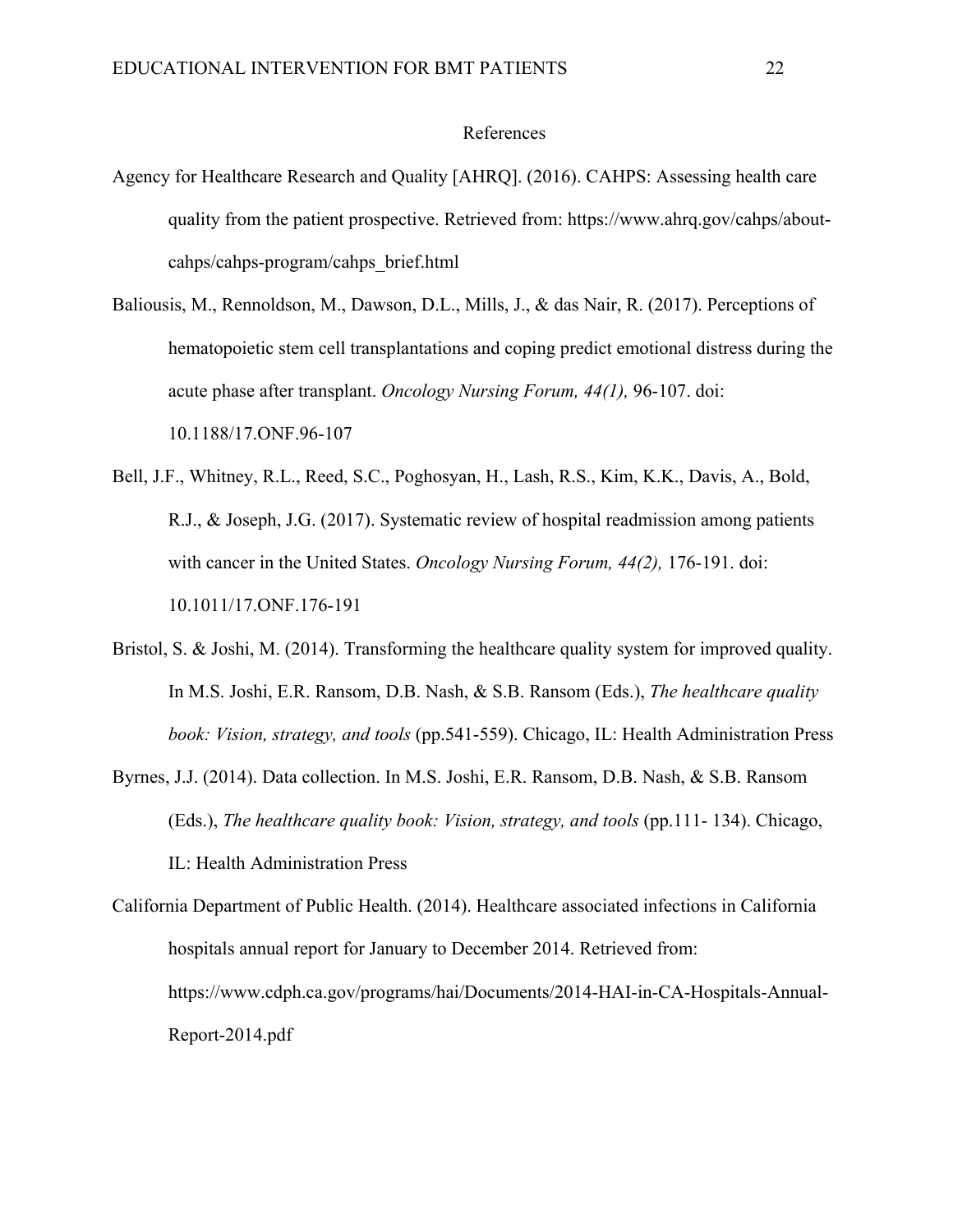# References

Agency for Healthcare Research and Quality [AHRQ]. (2016). CAHPS: Assessing health care quality from the patient prospective. Retrieved from: https://www.ahrq.gov/cahps/about-cahps/cahps-program/cahps_brief.html

Baliousis, M., Rennoldson, M., Dawson, D.L., Mills, J., & das Nair, R. (2017). Perceptions of hematopoietic stem cell transplantations and coping predict emotional distress during the acute phase after transplant. *Oncology Nursing Forum, 44(1),* 96-107. doi: 10.1188/17.ONF.96-107

Bell, J.F., Whitney, R.L., Reed, S.C., Poghosyan, H., Lash, R.S., Kim, K.K., Davis, A., Bold, R.J., & Joseph, J.G. (2017). Systematic review of hospital readmission among patients with cancer in the United States. *Oncology Nursing Forum, 44(2),* 176-191. doi: 10.1011/17.ONF.176-191

Bristol, S. & Joshi, M. (2014). Transforming the healthcare quality system for improved quality. In M.S. Joshi, E.R. Ransom, D.B. Nash, & S.B. Ransom (Eds.), *The healthcare quality book: Vision, strategy, and tools* (pp.541-559). Chicago, IL: Health Administration Press

Byrnes, J.J. (2014). Data collection. In M.S. Joshi, E.R. Ransom, D.B. Nash, & S.B. Ransom (Eds.), *The healthcare quality book: Vision, strategy, and tools* (pp.111- 134). Chicago, IL: Health Administration Press

California Department of Public Health. (2014). Healthcare associated infections in California hospitals annual report for January to December 2014. Retrieved from: https://www.cdph.ca.gov/programs/hai/Documents/2014-HAI-in-CA-Hospitals-Annual-Report-2014.pdf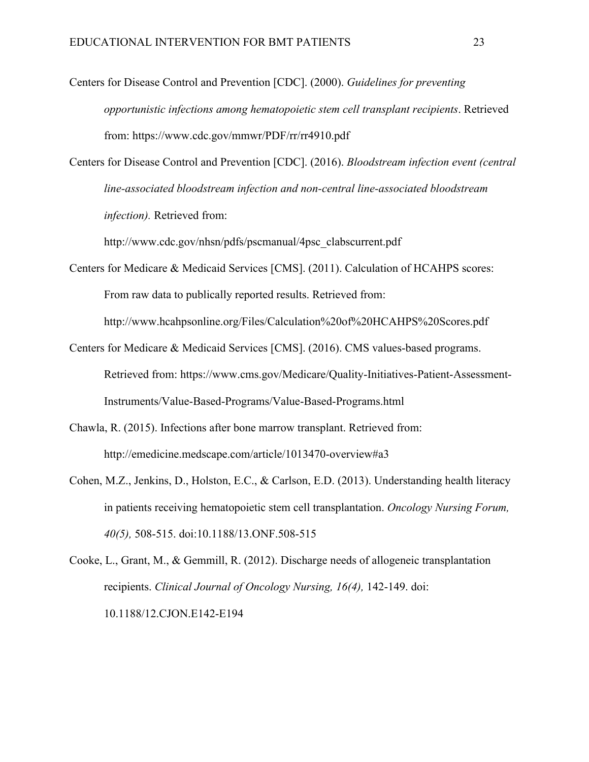Centers for Disease Control and Prevention [CDC]. (2000). *Guidelines for preventing opportunistic infections among hematopoietic stem cell transplant recipients*. Retrieved from: https://www.cdc.gov/mmwr/PDF/rr/rr4910.pdf

Centers for Disease Control and Prevention [CDC]. (2016). *Bloodstream infection event (central line-associated bloodstream infection and non-central line-associated bloodstream infection).* Retrieved from: http://www.cdc.gov/nhsn/pdfs/pscmanual/4psc_clabscurrent.pdf

Centers for Medicare & Medicaid Services [CMS]. (2011). Calculation of HCAHPS scores: From raw data to publically reported results. Retrieved from: http://www.hcahpsonline.org/Files/Calculation%20of%20HCAHPS%20Scores.pdf

Centers for Medicare & Medicaid Services [CMS]. (2016). CMS values-based programs. Retrieved from: https://www.cms.gov/Medicare/Quality-Initiatives-Patient-Assessment-Instruments/Value-Based-Programs/Value-Based-Programs.html

Chawla, R. (2015). Infections after bone marrow transplant. Retrieved from: http://emedicine.medscape.com/article/1013470-overview#a3

Cohen, M.Z., Jenkins, D., Holston, E.C., & Carlson, E.D. (2013). Understanding health literacy in patients receiving hematopoietic stem cell transplantation. *Oncology Nursing Forum, 40(5),* 508-515. doi:10.1188/13.ONF.508-515

Cooke, L., Grant, M., & Gemmill, R. (2012). Discharge needs of allogeneic transplantation recipients. *Clinical Journal of Oncology Nursing, 16(4),* 142-149. doi: 10.1188/12.CJON.E142-E194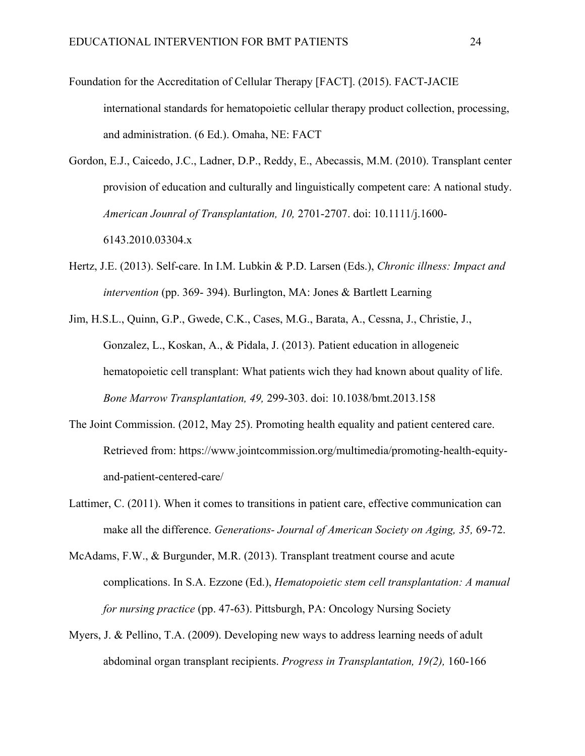Foundation for the Accreditation of Cellular Therapy [FACT]. (2015). FACT-JACIE international standards for hematopoietic cellular therapy product collection, processing, and administration. (6 Ed.). Omaha, NE: FACT

Gordon, E.J., Caicedo, J.C., Ladner, D.P., Reddy, E., Abecassis, M.M. (2010). Transplant center provision of education and culturally and linguistically competent care: A national study. *American Jounral of Transplantation, 10,* 2701-2707. doi: 10.1111/j.1600-6143.2010.03304.x

Hertz, J.E. (2013). Self-care. In I.M. Lubkin & P.D. Larsen (Eds.), *Chronic illness: Impact and intervention* (pp. 369- 394). Burlington, MA: Jones & Bartlett Learning

Jim, H.S.L., Quinn, G.P., Gwede, C.K., Cases, M.G., Barata, A., Cessna, J., Christie, J., Gonzalez, L., Koskan, A., & Pidala, J. (2013). Patient education in allogeneic hematopoietic cell transplant: What patients wich they had known about quality of life. *Bone Marrow Transplantation, 49,* 299-303. doi: 10.1038/bmt.2013.158

The Joint Commission. (2012, May 25). Promoting health equality and patient centered care. Retrieved from: https://www.jointcommission.org/multimedia/promoting-health-equity-and-patient-centered-care/

Lattimer, C. (2011). When it comes to transitions in patient care, effective communication can make all the difference. *Generations- Journal of American Society on Aging, 35,* 69-72.

McAdams, F.W., & Burgunder, M.R. (2013). Transplant treatment course and acute complications. In S.A. Ezzone (Ed.), *Hematopoietic stem cell transplantation: A manual for nursing practice* (pp. 47-63). Pittsburgh, PA: Oncology Nursing Society

Myers, J. & Pellino, T.A. (2009). Developing new ways to address learning needs of adult abdominal organ transplant recipients. *Progress in Transplantation, 19(2),* 160-166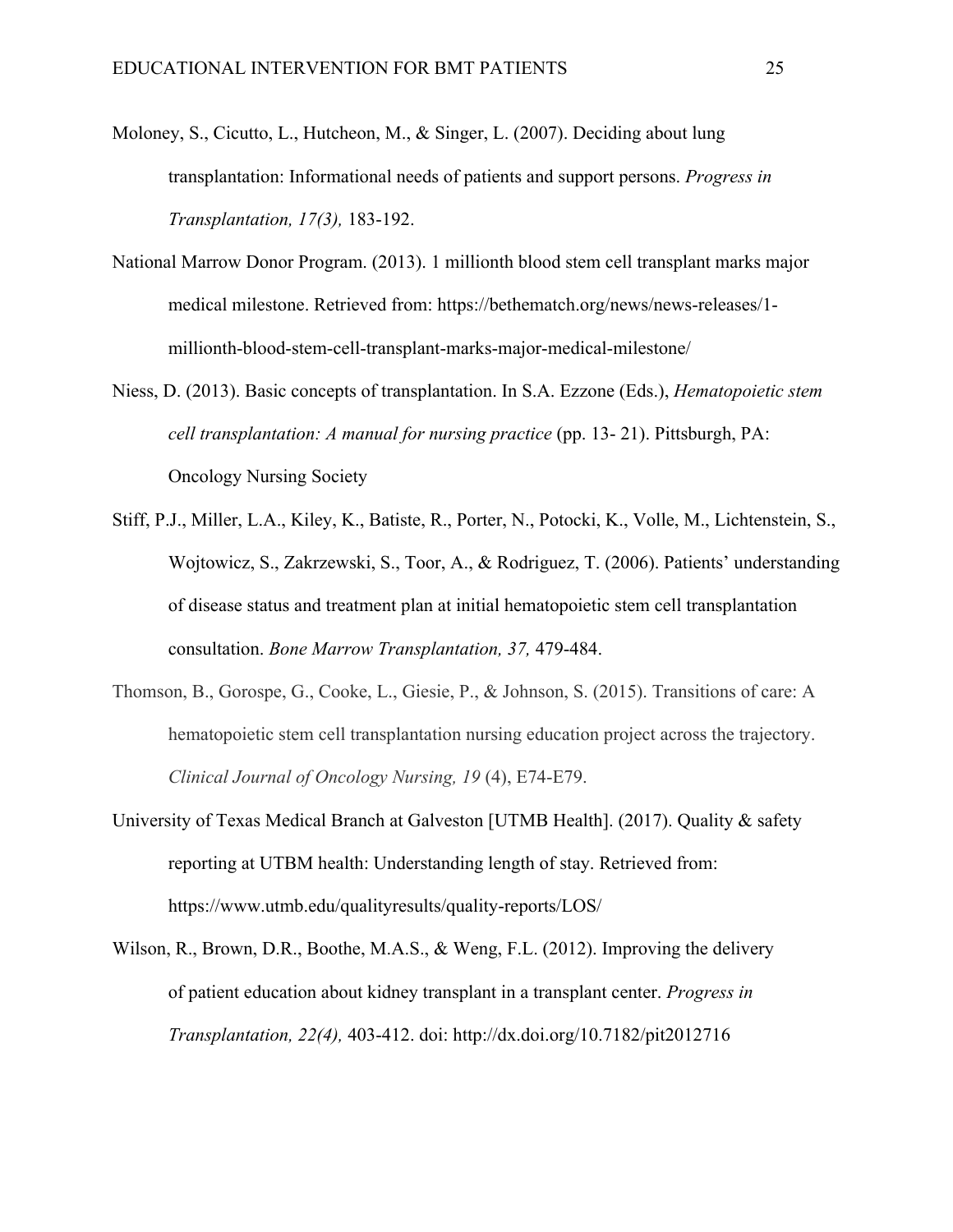Moloney, S., Cicutto, L., Hutcheon, M., & Singer, L. (2007). Deciding about lung transplantation: Informational needs of patients and support persons. *Progress in Transplantation, 17(3),* 183-192.

National Marrow Donor Program. (2013). 1 millionth blood stem cell transplant marks major medical milestone. Retrieved from: https://bethematch.org/news/news-releases/1-millionth-blood-stem-cell-transplant-marks-major-medical-milestone/

Niess, D. (2013). Basic concepts of transplantation. In S.A. Ezzone (Eds.), *Hematopoietic stem cell transplantation: A manual for nursing practice* (pp. 13- 21). Pittsburgh, PA: Oncology Nursing Society

Stiff, P.J., Miller, L.A., Kiley, K., Batiste, R., Porter, N., Potocki, K., Volle, M., Lichtenstein, S., Wojtowicz, S., Zakrzewski, S., Toor, A., & Rodriguez, T. (2006). Patients' understanding of disease status and treatment plan at initial hematopoietic stem cell transplantation consultation. *Bone Marrow Transplantation, 37,* 479-484.

Thomson, B., Gorospe, G., Cooke, L., Giesie, P., & Johnson, S. (2015). Transitions of care: A hematopoietic stem cell transplantation nursing education project across the trajectory. *Clinical Journal of Oncology Nursing, 19* (4), E74-E79.

University of Texas Medical Branch at Galveston [UTMB Health]. (2017). Quality & safety reporting at UTBM health: Understanding length of stay. Retrieved from: https://www.utmb.edu/qualityresults/quality-reports/LOS/

Wilson, R., Brown, D.R., Boothe, M.A.S., & Weng, F.L. (2012). Improving the delivery of patient education about kidney transplant in a transplant center. *Progress in Transplantation, 22(4),* 403-412. doi: http://dx.doi.org/10.7182/pit2012716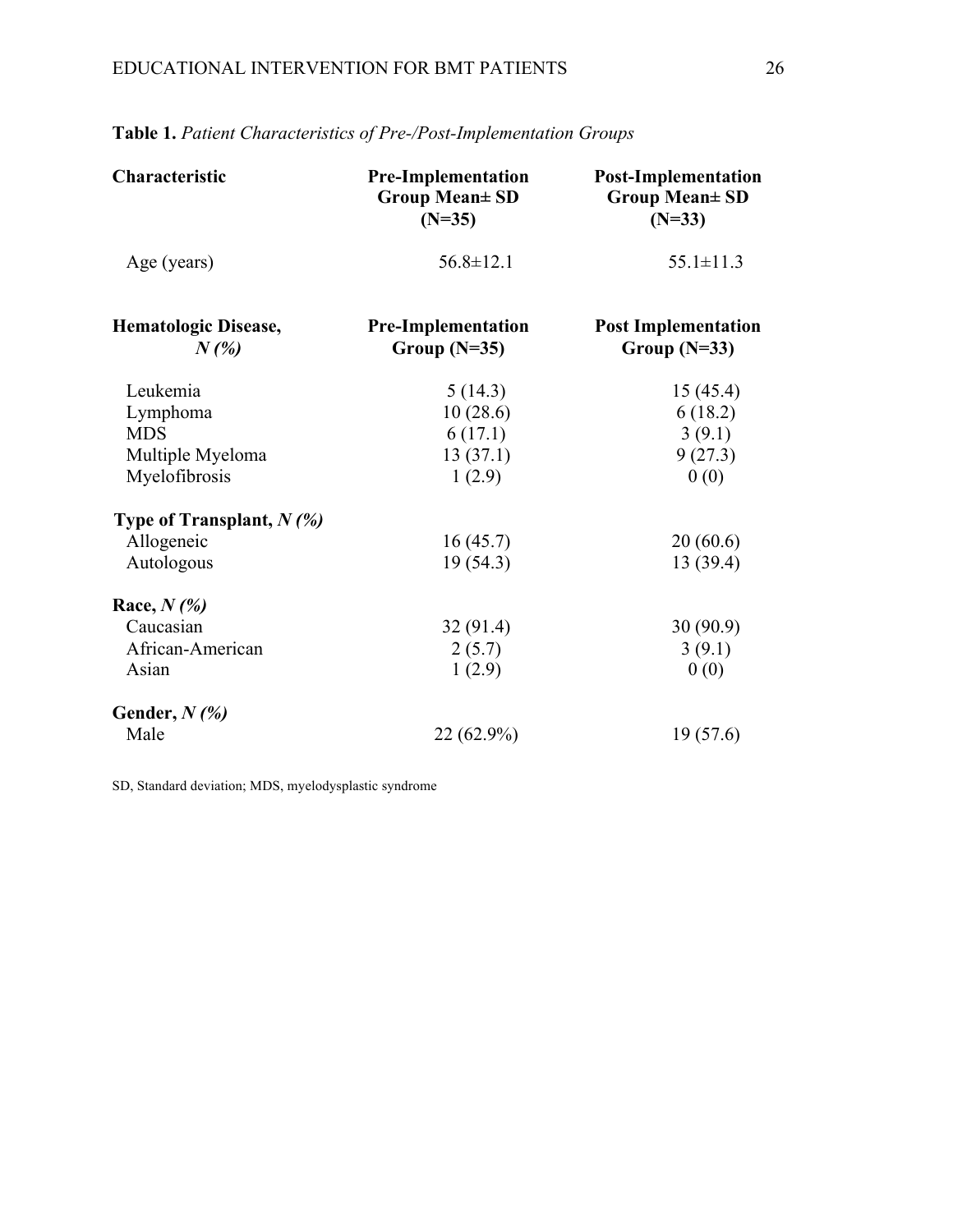**Table 1.** *Patient Characteristics of Pre-/Post-Implementation Groups*

| **Characteristic** | **Pre-Implementation Group Mean± SD (N=35)** | **Post-Implementation Group Mean± SD (N=33)** |
|---|---|---|
| Age (years) | 56.8±12.1 | 55.1±11.3 |
| **Hematologic Disease, *N (%)*** | **Pre-Implementation Group (N=35)** | **Post Implementation Group (N=33)** |
| Leukemia | 5 (14.3) | 15 (45.4) |
| Lymphoma | 10 (28.6) | 6 (18.2) |
| MDS | 6 (17.1) | 3 (9.1) |
| Multiple Myeloma | 13 (37.1) | 9 (27.3) |
| Myelofibrosis | 1 (2.9) | 0 (0) |
| **Type of Transplant, *N (%)*** | | |
| Allogeneic | 16 (45.7) | 20 (60.6) |
| Autologous | 19 (54.3) | 13 (39.4) |
| **Race, *N (%)*** | | |
| Caucasian | 32 (91.4) | 30 (90.9) |
| African-American | 2 (5.7) | 3 (9.1) |
| Asian | 1 (2.9) | 0 (0) |
| **Gender, *N (%)*** | | |
| Male | 22 (62.9%) | 19 (57.6) |

SD, Standard deviation; MDS, myelodysplastic syndrome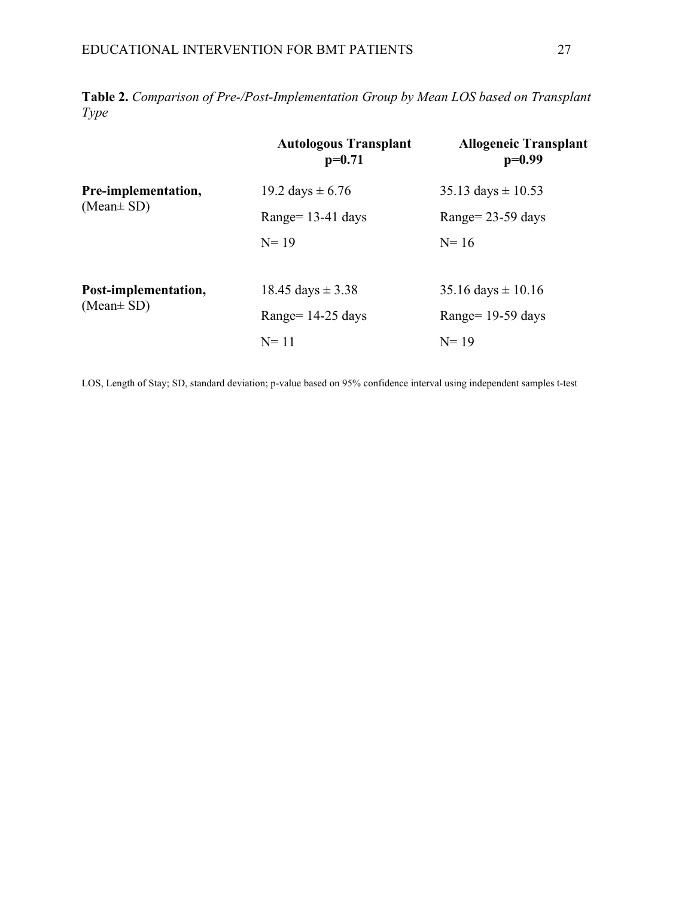**Table 2.** *Comparison of Pre-/Post-Implementation Group by Mean LOS based on Transplant Type*

| | **Autologous Transplant p=0.71** | **Allogeneic Transplant p=0.99** |
|---|---|---|
| **Pre-implementation,** (Mean± SD) | 19.2 days ± 6.76 | 35.13 days ± 10.53 |
| | Range= 13-41 days | Range= 23-59 days |
| | N= 19 | N= 16 |
| **Post-implementation,** (Mean± SD) | 18.45 days ± 3.38 | 35.16 days ± 10.16 |
| | Range= 14-25 days | Range= 19-59 days |
| | N= 11 | N= 19 |

LOS, Length of Stay; SD, standard deviation; p-value based on 95% confidence interval using independent samples t-test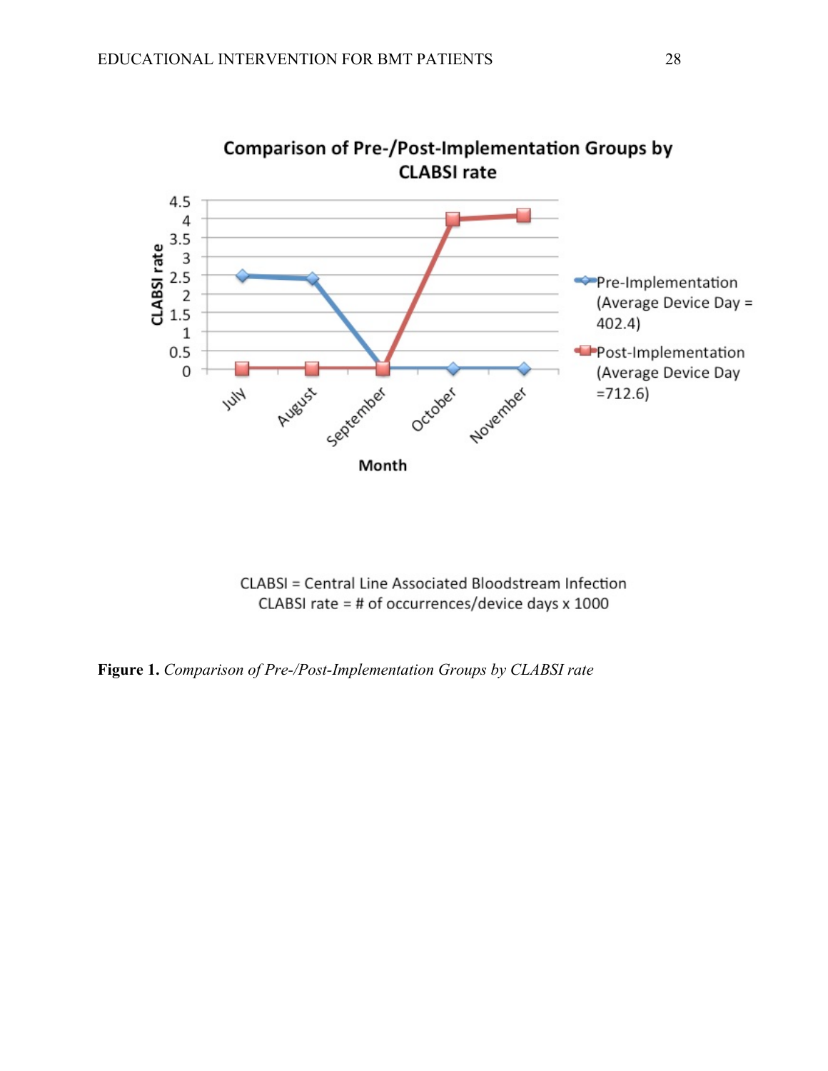Comparison of Pre-/Post-Implementation Groups by CLABSI rate

CLABSI rate

4.5
4
3.5
3
2.5
2
1.5
1
0.5
0

July
August
September
October
November

Month

Pre-Implementation (Average Device Day = 402.4)

Post-Implementation (Average Device Day =712.6)

CLABSI = Central Line Associated Bloodstream Infection
CLABSI rate = # of occurrences/device days x 1000

**Figure 1.** *Comparison of Pre-/Post-Implementation Groups by CLABSI rate*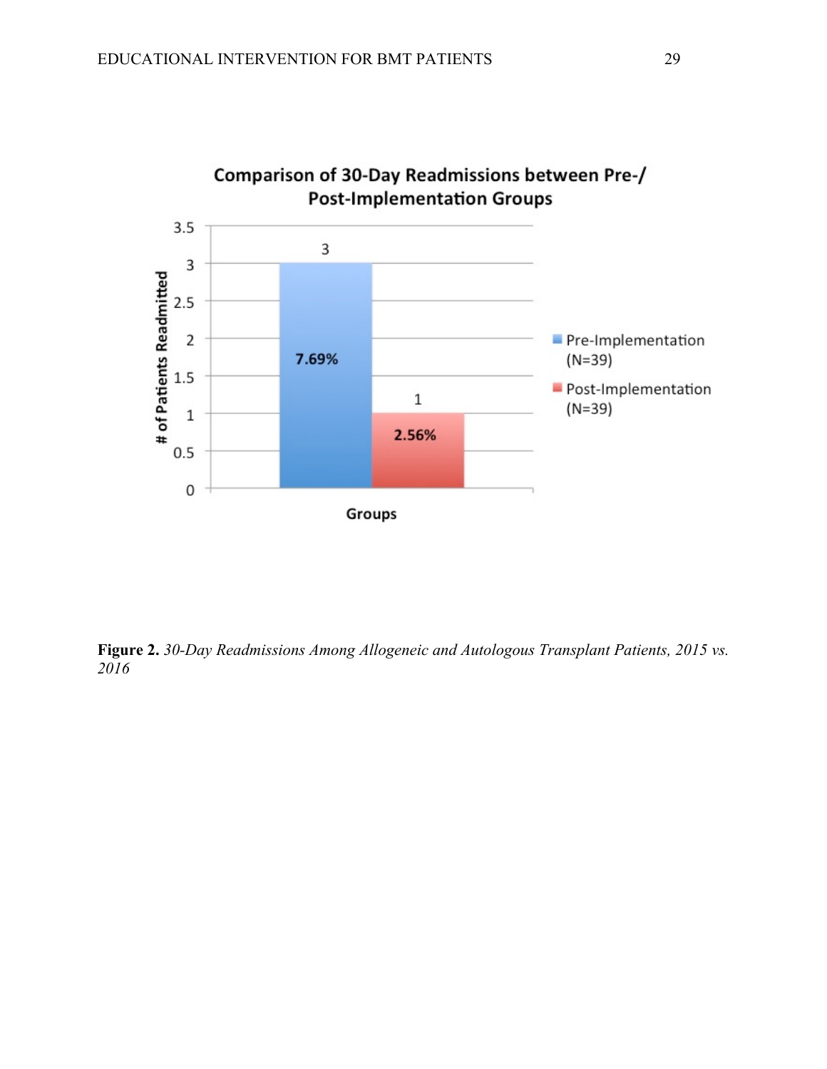Comparison of 30-Day Readmissions between Pre-/ Post-Implementation Groups

# of Patients Readmitted

3.5
3
2.5
2
1.5
1
0.5
0

3
7.69%
1
2.56%

Groups

Pre-Implementation (N=39)
Post-Implementation (N=39)

**Figure 2.** *30-Day Readmissions Among Allogeneic and Autologous Transplant Patients, 2015 vs. 2016*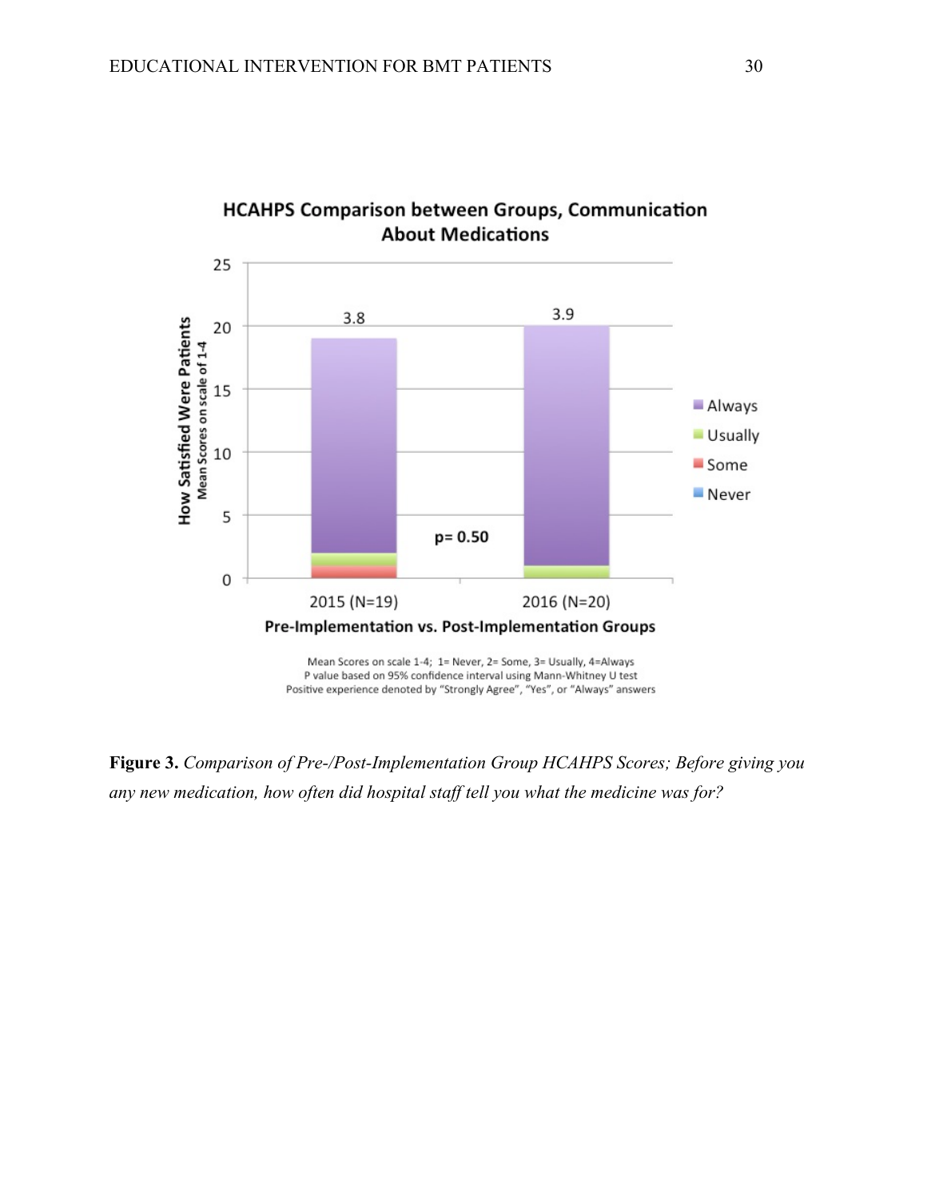HCAHPS Comparison between Groups, Communication About Medications

How Satisfied Were Patients
Mean Scores on scale of 1-4

25
20
15
10
5
0

3.8
3.9

p= 0.50

2015 (N=19)
2016 (N=20)

Pre-Implementation vs. Post-Implementation Groups

Always
Usually
Some
Never

Mean Scores on scale 1-4; 1= Never, 2= Some, 3= Usually, 4=Always
P value based on 95% confidence interval using Mann-Whitney U test
Positive experience denoted by "Strongly Agree", "Yes", or "Always" answers

**Figure 3.** *Comparison of Pre-/Post-Implementation Group HCAHPS Scores; Before giving you any new medication, how often did hospital staff tell you what the medicine was for?*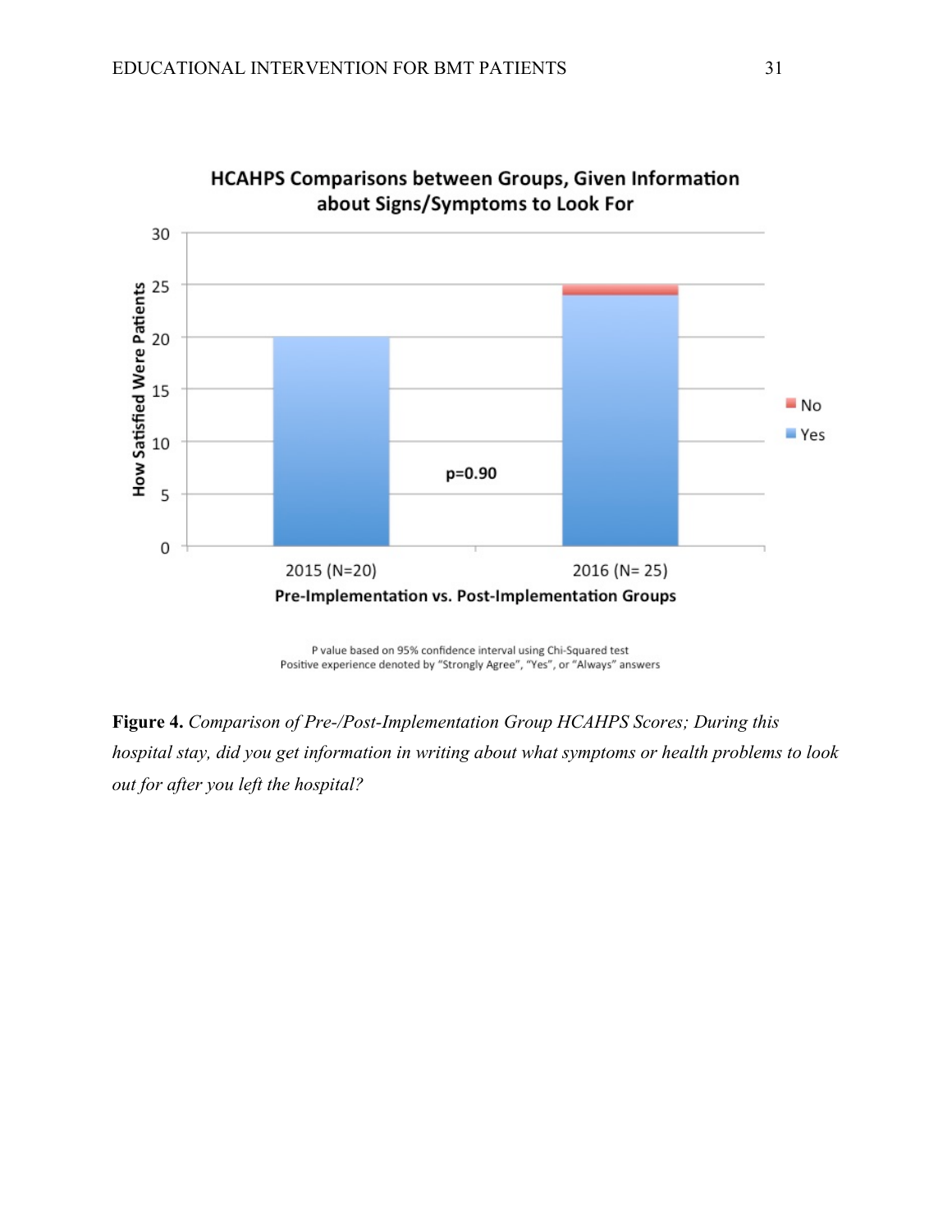HCAHPS Comparisons between Groups, Given Information about Signs/Symptoms to Look For

How Satisfied Were Patients

30

25

20

15

10

5

0

p=0.90

No

Yes

2015 (N=20)

2016 (N= 25)

Pre-Implementation vs. Post-Implementation Groups

P value based on 95% confidence interval using Chi-Squared test

Positive experience denoted by "Strongly Agree", "Yes", or "Always" answers

**Figure 4.** *Comparison of Pre-/Post-Implementation Group HCAHPS Scores; During this hospital stay, did you get information in writing about what symptoms or health problems to look out for after you left the hospital?*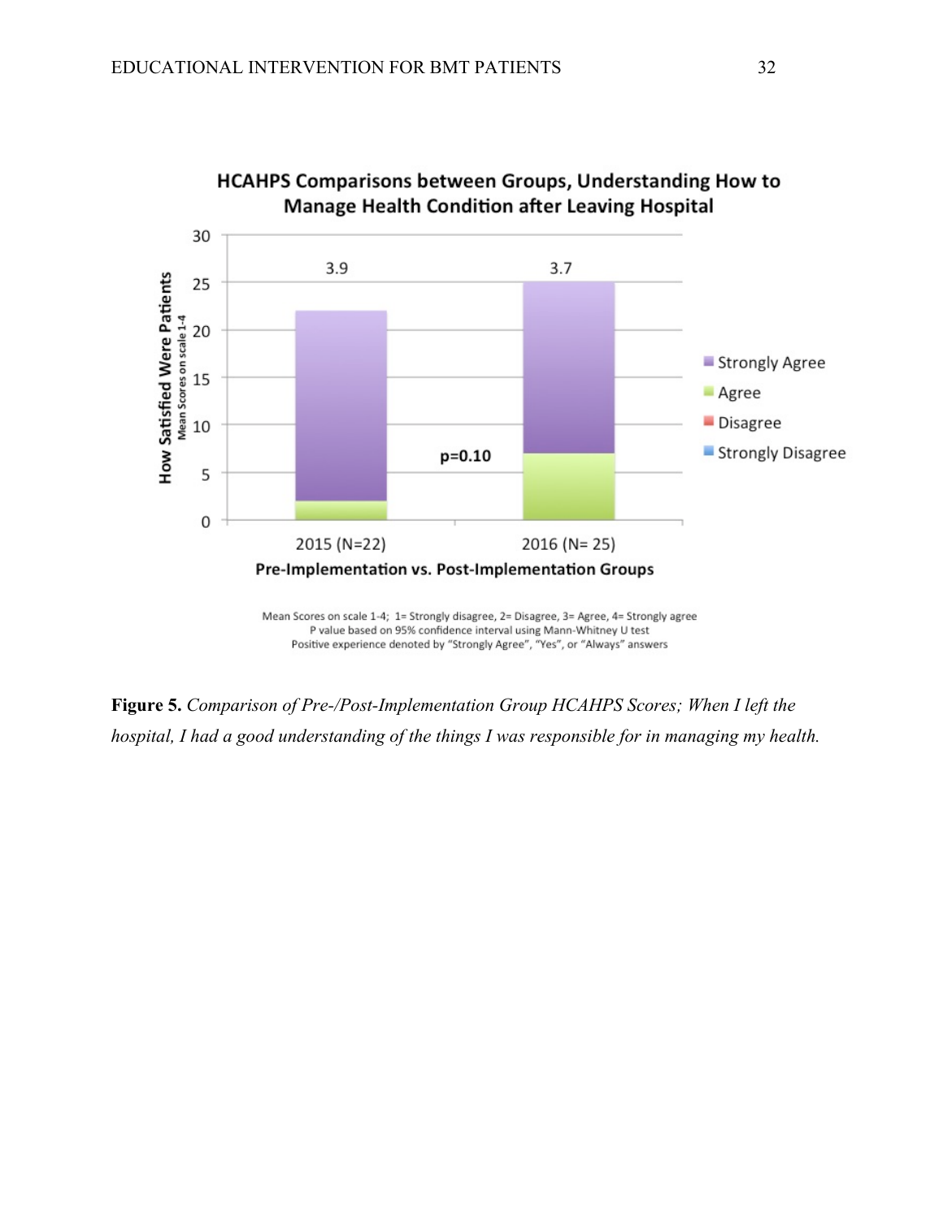HCAHPS Comparisons between Groups, Understanding How to Manage Health Condition after Leaving Hospital

How Satisfied Were Patients

Mean Scores on scale 1-4

30

25

20

15

10

5

0

3.9

3.7

p=0.10

Strongly Agree

Agree

Disagree

Strongly Disagree

2015 (N=22)

2016 (N= 25)

Pre-Implementation vs. Post-Implementation Groups

Mean Scores on scale 1-4; 1= Strongly disagree, 2= Disagree, 3= Agree, 4= Strongly agree

P value based on 95% confidence interval using Mann-Whitney U test

Positive experience denoted by "Strongly Agree", "Yes", or "Always" answers

**Figure 5.** *Comparison of Pre-/Post-Implementation Group HCAHPS Scores; When I left the hospital, I had a good understanding of the things I was responsible for in managing my health.*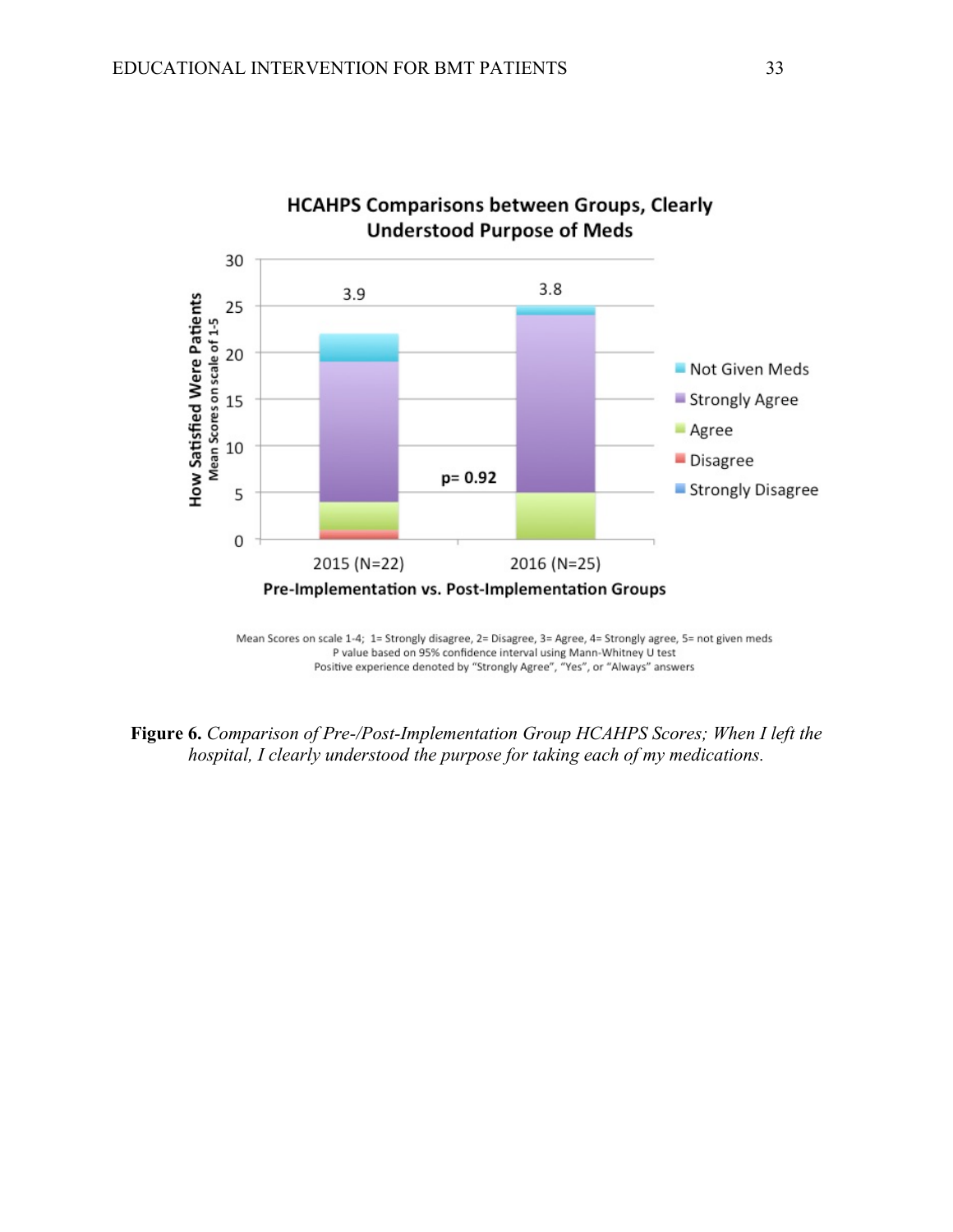HCAHPS Comparisons between Groups, Clearly Understood Purpose of Meds

How Satisfied Were Patients

Mean Scores on scale of 1-5

30

25

20

15

10

5

0

3.9

3.8

p= 0.92

2015 (N=22)

2016 (N=25)

Pre-Implementation vs. Post-Implementation Groups

Not Given Meds

Strongly Agree

Agree

Disagree

Strongly Disagree

Mean Scores on scale 1-4; 1= Strongly disagree, 2= Disagree, 3= Agree, 4= Strongly agree, 5= not given meds

P value based on 95% confidence interval using Mann-Whitney U test

Positive experience denoted by "Strongly Agree", "Yes", or "Always" answers

**Figure 6.** *Comparison of Pre-/Post-Implementation Group HCAHPS Scores; When I left the hospital, I clearly understood the purpose for taking each of my medications.*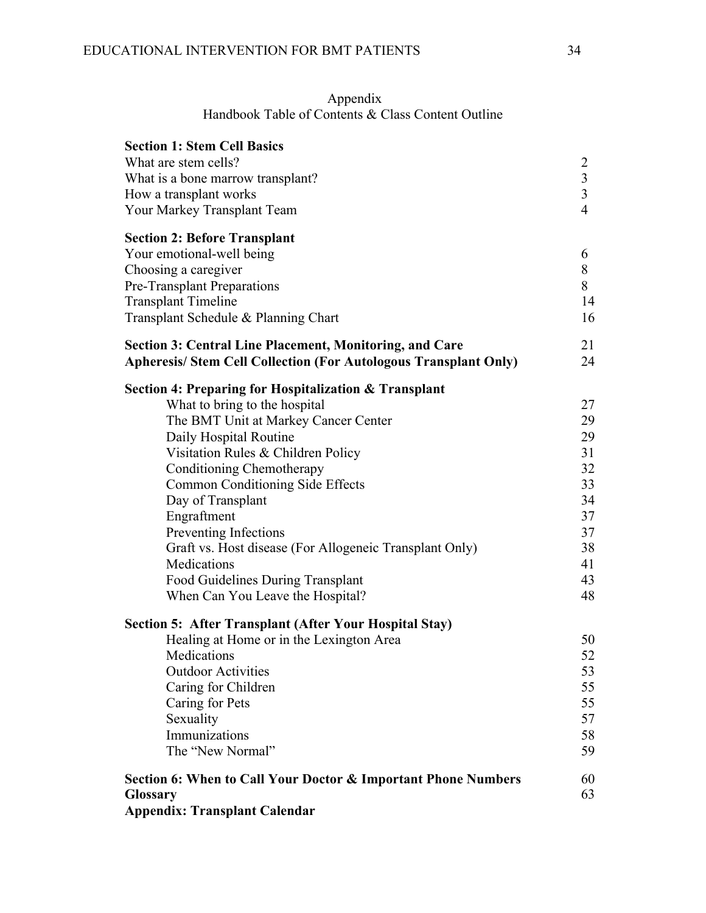# Appendix

## Handbook Table of Contents & Class Content Outline

| | |
|---|---|
| **Section 1: Stem Cell Basics** | |
| What are stem cells? | 2 |
| What is a bone marrow transplant? | 3 |
| How a transplant works | 3 |
| Your Markey Transplant Team | 4 |
| **Section 2: Before Transplant** | |
| Your emotional-well being | 6 |
| Choosing a caregiver | 8 |
| Pre-Transplant Preparations | 8 |
| Transplant Timeline | 14 |
| Transplant Schedule & Planning Chart | 16 |
| **Section 3: Central Line Placement, Monitoring, and Care** | 21 |
| **Apheresis/ Stem Cell Collection (For Autologous Transplant Only)** | 24 |
| **Section 4: Preparing for Hospitalization & Transplant** | |
| What to bring to the hospital | 27 |
| The BMT Unit at Markey Cancer Center | 29 |
| Daily Hospital Routine | 29 |
| Visitation Rules & Children Policy | 31 |
| Conditioning Chemotherapy | 32 |
| Common Conditioning Side Effects | 33 |
| Day of Transplant | 34 |
| Engraftment | 37 |
| Preventing Infections | 37 |
| Graft vs. Host disease (For Allogeneic Transplant Only) | 38 |
| Medications | 41 |
| Food Guidelines During Transplant | 43 |
| When Can You Leave the Hospital? | 48 |
| **Section 5: After Transplant (After Your Hospital Stay)** | |
| Healing at Home or in the Lexington Area | 50 |
| Medications | 52 |
| Outdoor Activities | 53 |
| Caring for Children | 55 |
| Caring for Pets | 55 |
| Sexuality | 57 |
| Immunizations | 58 |
| The "New Normal" | 59 |
| **Section 6: When to Call Your Doctor & Important Phone Numbers** | 60 |
| **Glossary** | 63 |
| **Appendix: Transplant Calendar** | |